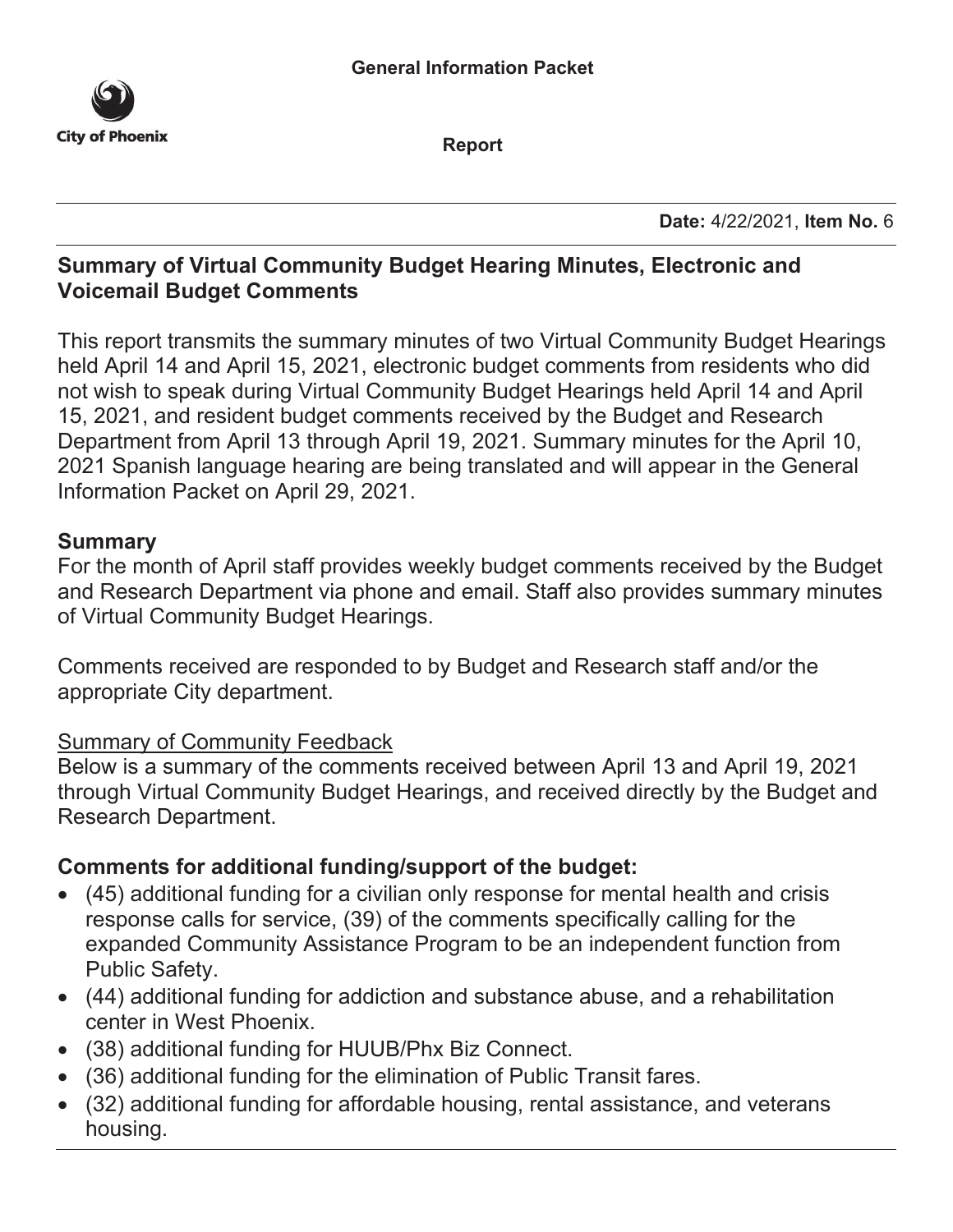General Information Packet

City of Phoenix

Report

**Date:** 4/22/2021, **Item No.** 6

## Summary of Virtual Community Budget Hearing Minutes, Electronic and Voicemail Budget Comments

This report transmits the summary minutes of two Virtual Community Budget Hearings held April 14 and April 15, 2021, electronic budget comments from residents who did not wish to speak during Virtual Community Budget Hearings held April 14 and April 15, 2021, and resident budget comments received by the Budget and Research Department from April 13 through April 19, 2021. Summary minutes for the April 10, 2021 Spanish language hearing are being translated and will appear in the General Information Packet on April 29, 2021.

### Summary

For the month of April staff provides weekly budget comments received by the Budget and Research Department via phone and email. Staff also provides summary minutes of Virtual Community Budget Hearings.

Comments received are responded to by Budget and Research staff and/or the appropriate City department.

Summary of Community Feedback

Below is a summary of the comments received between April 13 and April 19, 2021 through Virtual Community Budget Hearings, and received directly by the Budget and Research Department.

### Comments for additional funding/support of the budget:

- (45) additional funding for a civilian only response for mental health and crisis response calls for service, (39) of the comments specifically calling for the expanded Community Assistance Program to be an independent function from Public Safety.
- (44) additional funding for addiction and substance abuse, and a rehabilitation center in West Phoenix.
- (38) additional funding for HUUB/Phx Biz Connect.
- (36) additional funding for the elimination of Public Transit fares.
- (32) additional funding for affordable housing, rental assistance, and veterans housing.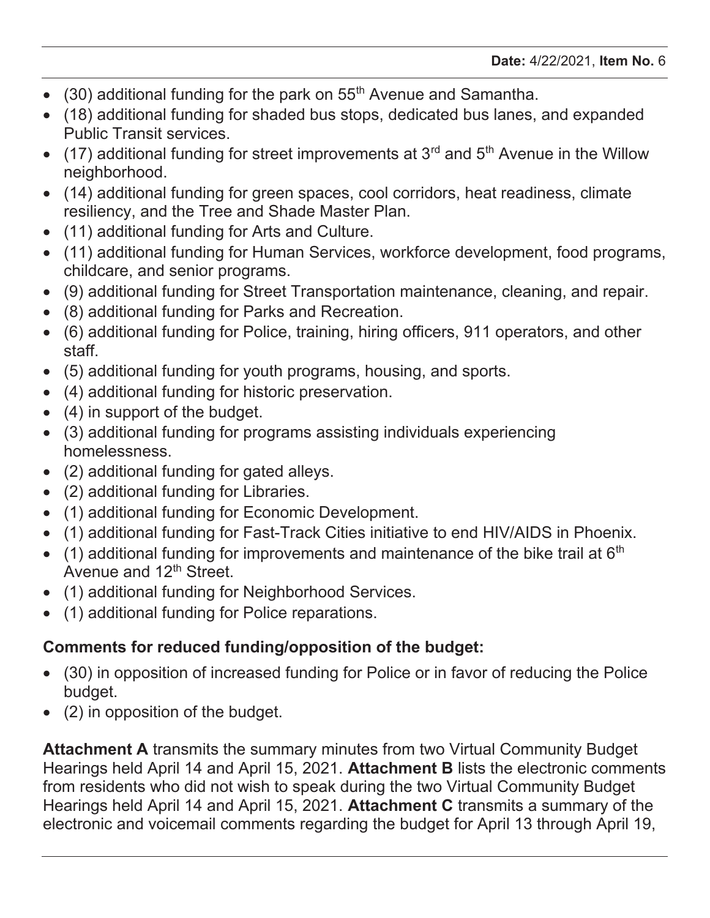- (30) additional funding for the park on 55th Avenue and Samantha.
- (18) additional funding for shaded bus stops, dedicated bus lanes, and expanded Public Transit services.
- (17) additional funding for street improvements at 3rd and 5th Avenue in the Willow neighborhood.
- (14) additional funding for green spaces, cool corridors, heat readiness, climate resiliency, and the Tree and Shade Master Plan.
- (11) additional funding for Arts and Culture.
- (11) additional funding for Human Services, workforce development, food programs, childcare, and senior programs.
- (9) additional funding for Street Transportation maintenance, cleaning, and repair.
- (8) additional funding for Parks and Recreation.
- (6) additional funding for Police, training, hiring officers, 911 operators, and other staff.
- (5) additional funding for youth programs, housing, and sports.
- (4) additional funding for historic preservation.
- (4) in support of the budget.
- (3) additional funding for programs assisting individuals experiencing homelessness.
- (2) additional funding for gated alleys.
- (2) additional funding for Libraries.
- (1) additional funding for Economic Development.
- (1) additional funding for Fast-Track Cities initiative to end HIV/AIDS in Phoenix.
- (1) additional funding for improvements and maintenance of the bike trail at 6th Avenue and 12th Street.
- (1) additional funding for Neighborhood Services.
- (1) additional funding for Police reparations.

**Comments for reduced funding/opposition of the budget:**

- (30) in opposition of increased funding for Police or in favor of reducing the Police budget.
- (2) in opposition of the budget.

**Attachment A** transmits the summary minutes from two Virtual Community Budget Hearings held April 14 and April 15, 2021. **Attachment B** lists the electronic comments from residents who did not wish to speak during the two Virtual Community Budget Hearings held April 14 and April 15, 2021. **Attachment C** transmits a summary of the electronic and voicemail comments regarding the budget for April 13 through April 19,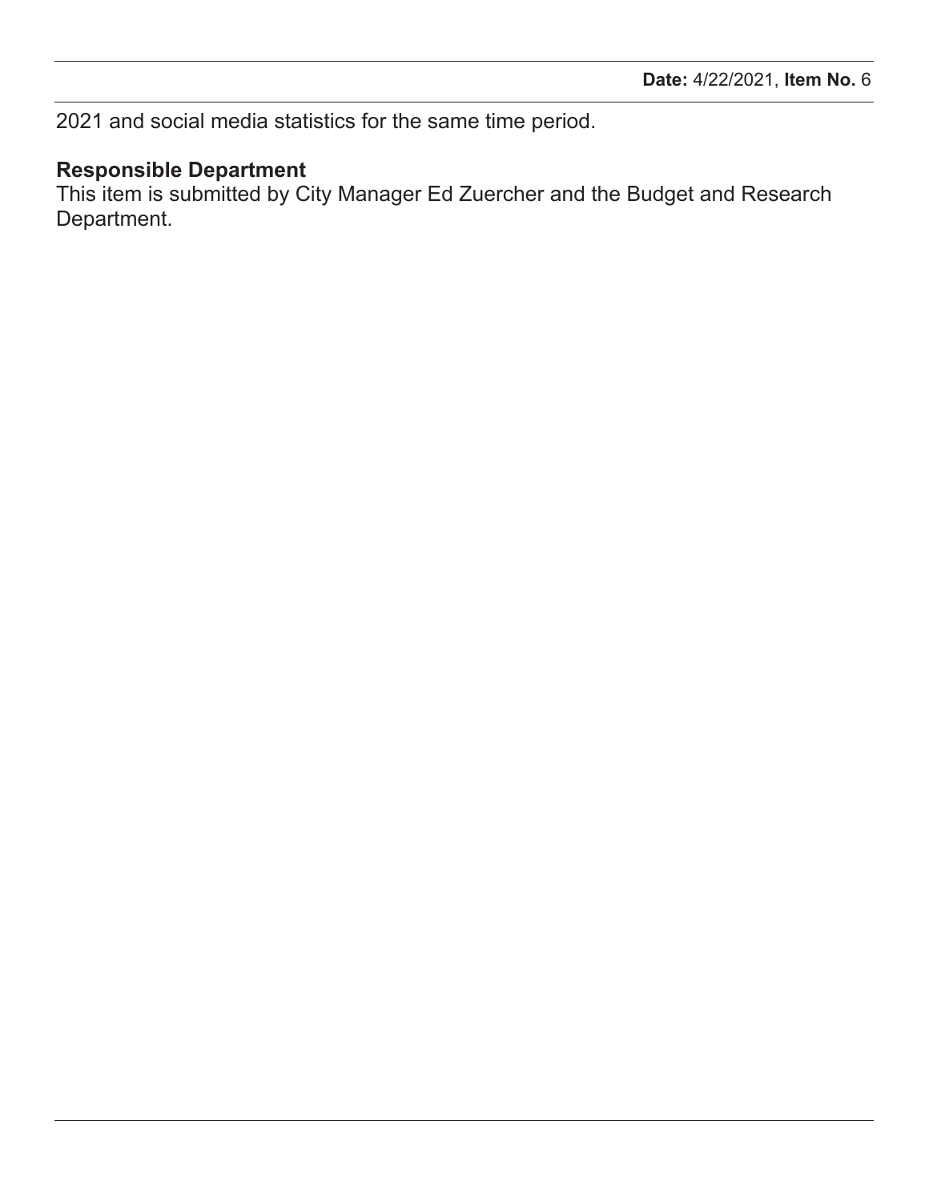2021 and social media statistics for the same time period.

**Responsible Department**

This item is submitted by City Manager Ed Zuercher and the Budget and Research Department.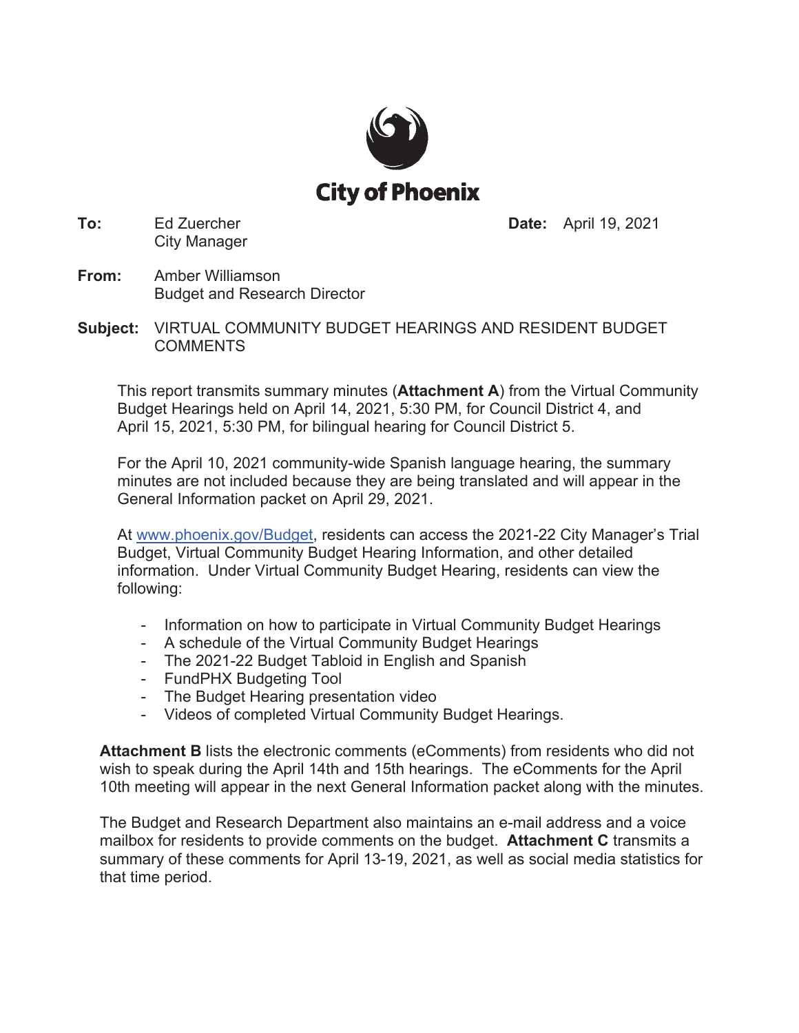**City of Phoenix**

**To:** Ed Zuercher
City Manager

**Date:** April 19, 2021

**From:** Amber Williamson
Budget and Research Director

**Subject:** VIRTUAL COMMUNITY BUDGET HEARINGS AND RESIDENT BUDGET COMMENTS

This report transmits summary minutes (**Attachment A**) from the Virtual Community Budget Hearings held on April 14, 2021, 5:30 PM, for Council District 4, and April 15, 2021, 5:30 PM, for bilingual hearing for Council District 5.

For the April 10, 2021 community-wide Spanish language hearing, the summary minutes are not included because they are being translated and will appear in the General Information packet on April 29, 2021.

At www.phoenix.gov/Budget, residents can access the 2021-22 City Manager's Trial Budget, Virtual Community Budget Hearing Information, and other detailed information. Under Virtual Community Budget Hearing, residents can view the following:

- Information on how to participate in Virtual Community Budget Hearings
- A schedule of the Virtual Community Budget Hearings
- The 2021-22 Budget Tabloid in English and Spanish
- FundPHX Budgeting Tool
- The Budget Hearing presentation video
- Videos of completed Virtual Community Budget Hearings.

**Attachment B** lists the electronic comments (eComments) from residents who did not wish to speak during the April 14th and 15th hearings. The eComments for the April 10th meeting will appear in the next General Information packet along with the minutes.

The Budget and Research Department also maintains an e-mail address and a voice mailbox for residents to provide comments on the budget. **Attachment C** transmits a summary of these comments for April 13-19, 2021, as well as social media statistics for that time period.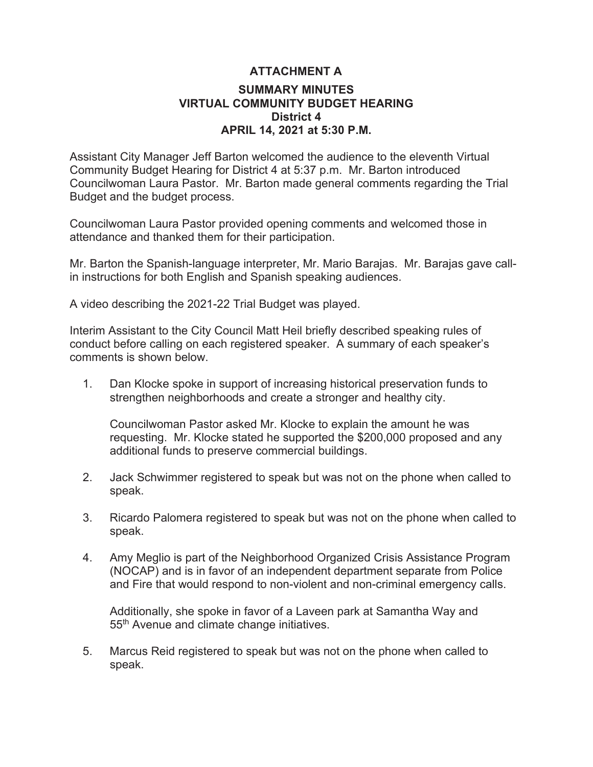# ATTACHMENT A

## SUMMARY MINUTES
## VIRTUAL COMMUNITY BUDGET HEARING
## District 4
## APRIL 14, 2021 at 5:30 P.M.

Assistant City Manager Jeff Barton welcomed the audience to the eleventh Virtual Community Budget Hearing for District 4 at 5:37 p.m. Mr. Barton introduced Councilwoman Laura Pastor. Mr. Barton made general comments regarding the Trial Budget and the budget process.

Councilwoman Laura Pastor provided opening comments and welcomed those in attendance and thanked them for their participation.

Mr. Barton the Spanish-language interpreter, Mr. Mario Barajas. Mr. Barajas gave call-in instructions for both English and Spanish speaking audiences.

A video describing the 2021-22 Trial Budget was played.

Interim Assistant to the City Council Matt Heil briefly described speaking rules of conduct before calling on each registered speaker. A summary of each speaker's comments is shown below.

1. Dan Klocke spoke in support of increasing historical preservation funds to strengthen neighborhoods and create a stronger and healthy city.

   Councilwoman Pastor asked Mr. Klocke to explain the amount he was requesting. Mr. Klocke stated he supported the $200,000 proposed and any additional funds to preserve commercial buildings.

2. Jack Schwimmer registered to speak but was not on the phone when called to speak.

3. Ricardo Palomera registered to speak but was not on the phone when called to speak.

4. Amy Meglio is part of the Neighborhood Organized Crisis Assistance Program (NOCAP) and is in favor of an independent department separate from Police and Fire that would respond to non-violent and non-criminal emergency calls.

   Additionally, she spoke in favor of a Laveen park at Samantha Way and 55th Avenue and climate change initiatives.

5. Marcus Reid registered to speak but was not on the phone when called to speak.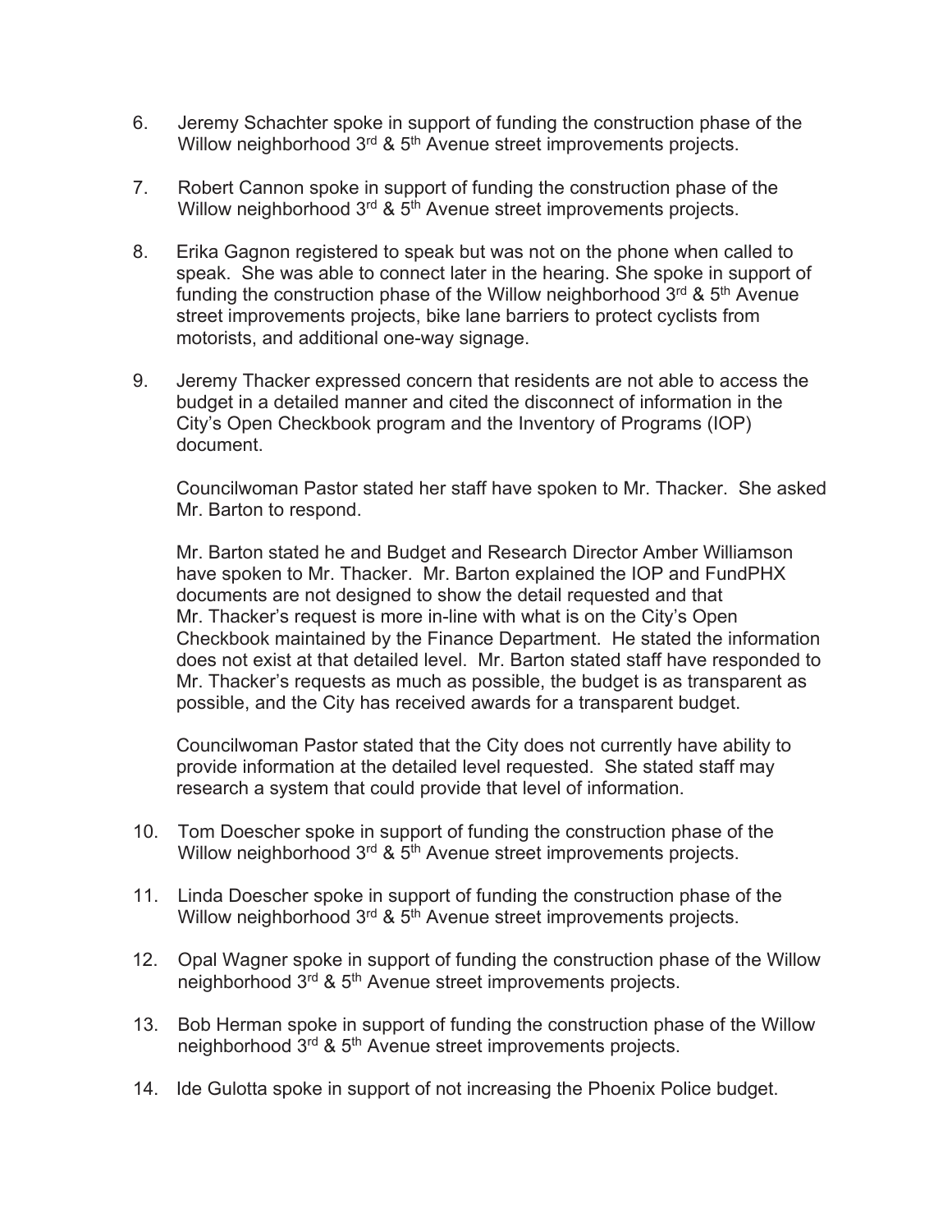6. Jeremy Schachter spoke in support of funding the construction phase of the Willow neighborhood 3rd & 5th Avenue street improvements projects.

7. Robert Cannon spoke in support of funding the construction phase of the Willow neighborhood 3rd & 5th Avenue street improvements projects.

8. Erika Gagnon registered to speak but was not on the phone when called to speak. She was able to connect later in the hearing. She spoke in support of funding the construction phase of the Willow neighborhood 3rd & 5th Avenue street improvements projects, bike lane barriers to protect cyclists from motorists, and additional one-way signage.

9. Jeremy Thacker expressed concern that residents are not able to access the budget in a detailed manner and cited the disconnect of information in the City's Open Checkbook program and the Inventory of Programs (IOP) document.

   Councilwoman Pastor stated her staff have spoken to Mr. Thacker. She asked Mr. Barton to respond.

   Mr. Barton stated he and Budget and Research Director Amber Williamson have spoken to Mr. Thacker. Mr. Barton explained the IOP and FundPHX documents are not designed to show the detail requested and that Mr. Thacker's request is more in-line with what is on the City's Open Checkbook maintained by the Finance Department. He stated the information does not exist at that detailed level. Mr. Barton stated staff have responded to Mr. Thacker's requests as much as possible, the budget is as transparent as possible, and the City has received awards for a transparent budget.

   Councilwoman Pastor stated that the City does not currently have ability to provide information at the detailed level requested. She stated staff may research a system that could provide that level of information.

10. Tom Doescher spoke in support of funding the construction phase of the Willow neighborhood 3rd & 5th Avenue street improvements projects.

11. Linda Doescher spoke in support of funding the construction phase of the Willow neighborhood 3rd & 5th Avenue street improvements projects.

12. Opal Wagner spoke in support of funding the construction phase of the Willow neighborhood 3rd & 5th Avenue street improvements projects.

13. Bob Herman spoke in support of funding the construction phase of the Willow neighborhood 3rd & 5th Avenue street improvements projects.

14. Ide Gulotta spoke in support of not increasing the Phoenix Police budget.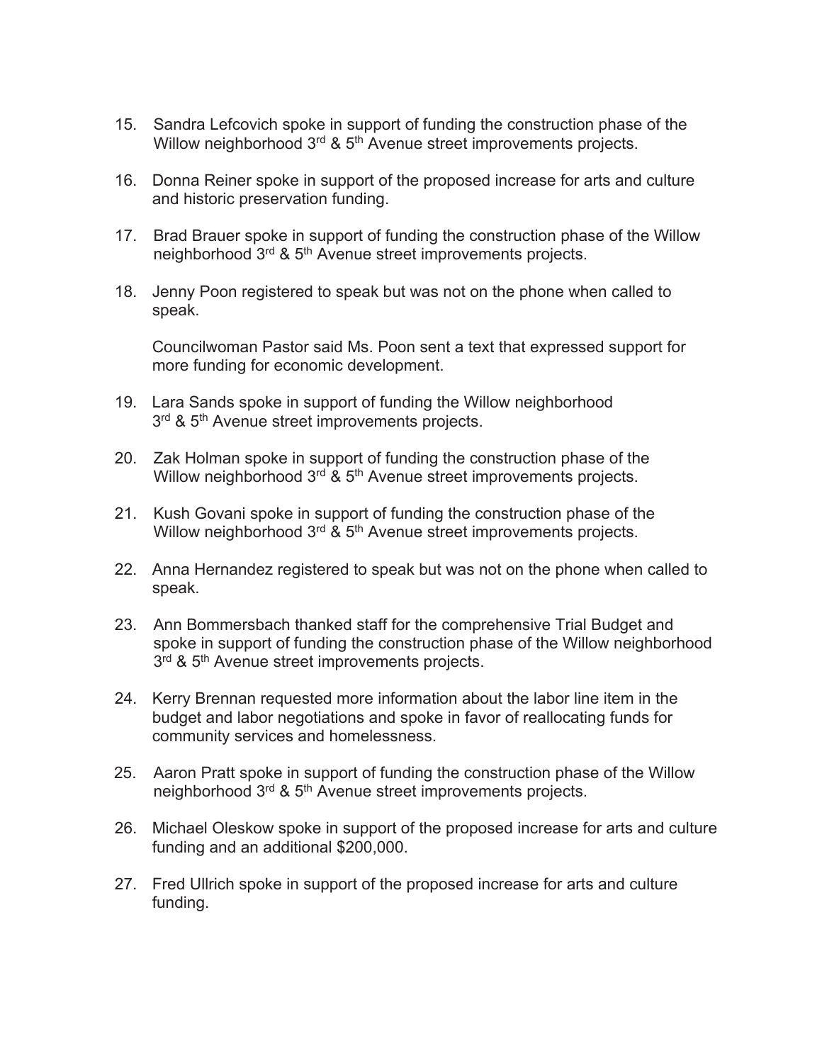15. Sandra Lefcovich spoke in support of funding the construction phase of the Willow neighborhood 3rd & 5th Avenue street improvements projects.

16. Donna Reiner spoke in support of the proposed increase for arts and culture and historic preservation funding.

17. Brad Brauer spoke in support of funding the construction phase of the Willow neighborhood 3rd & 5th Avenue street improvements projects.

18. Jenny Poon registered to speak but was not on the phone when called to speak.

    Councilwoman Pastor said Ms. Poon sent a text that expressed support for more funding for economic development.

19. Lara Sands spoke in support of funding the Willow neighborhood 3rd & 5th Avenue street improvements projects.

20. Zak Holman spoke in support of funding the construction phase of the Willow neighborhood 3rd & 5th Avenue street improvements projects.

21. Kush Govani spoke in support of funding the construction phase of the Willow neighborhood 3rd & 5th Avenue street improvements projects.

22. Anna Hernandez registered to speak but was not on the phone when called to speak.

23. Ann Bommersbach thanked staff for the comprehensive Trial Budget and spoke in support of funding the construction phase of the Willow neighborhood 3rd & 5th Avenue street improvements projects.

24. Kerry Brennan requested more information about the labor line item in the budget and labor negotiations and spoke in favor of reallocating funds for community services and homelessness.

25. Aaron Pratt spoke in support of funding the construction phase of the Willow neighborhood 3rd & 5th Avenue street improvements projects.

26. Michael Oleskow spoke in support of the proposed increase for arts and culture funding and an additional $200,000.

27. Fred Ullrich spoke in support of the proposed increase for arts and culture funding.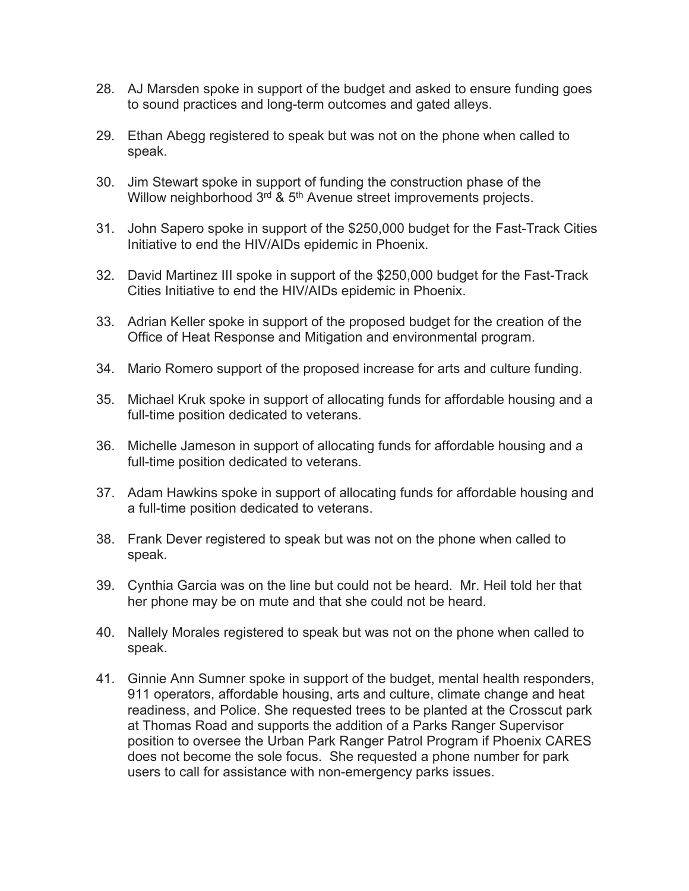28. AJ Marsden spoke in support of the budget and asked to ensure funding goes to sound practices and long-term outcomes and gated alleys.

29. Ethan Abegg registered to speak but was not on the phone when called to speak.

30. Jim Stewart spoke in support of funding the construction phase of the Willow neighborhood 3rd & 5th Avenue street improvements projects.

31. John Sapero spoke in support of the $250,000 budget for the Fast-Track Cities Initiative to end the HIV/AIDs epidemic in Phoenix.

32. David Martinez III spoke in support of the $250,000 budget for the Fast-Track Cities Initiative to end the HIV/AIDs epidemic in Phoenix.

33. Adrian Keller spoke in support of the proposed budget for the creation of the Office of Heat Response and Mitigation and environmental program.

34. Mario Romero support of the proposed increase for arts and culture funding.

35. Michael Kruk spoke in support of allocating funds for affordable housing and a full-time position dedicated to veterans.

36. Michelle Jameson in support of allocating funds for affordable housing and a full-time position dedicated to veterans.

37. Adam Hawkins spoke in support of allocating funds for affordable housing and a full-time position dedicated to veterans.

38. Frank Dever registered to speak but was not on the phone when called to speak.

39. Cynthia Garcia was on the line but could not be heard. Mr. Heil told her that her phone may be on mute and that she could not be heard.

40. Nallely Morales registered to speak but was not on the phone when called to speak.

41. Ginnie Ann Sumner spoke in support of the budget, mental health responders, 911 operators, affordable housing, arts and culture, climate change and heat readiness, and Police. She requested trees to be planted at the Crosscut park at Thomas Road and supports the addition of a Parks Ranger Supervisor position to oversee the Urban Park Ranger Patrol Program if Phoenix CARES does not become the sole focus. She requested a phone number for park users to call for assistance with non-emergency parks issues.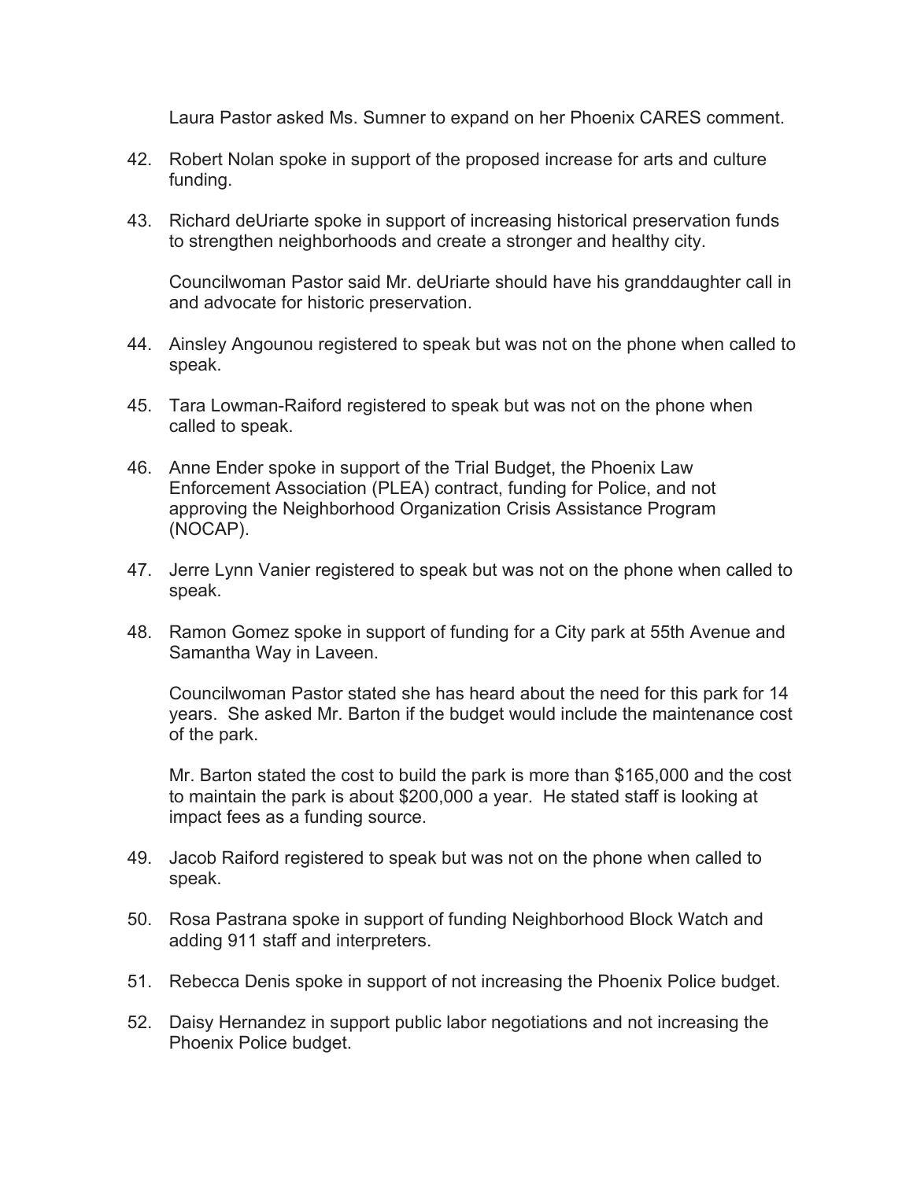Laura Pastor asked Ms. Sumner to expand on her Phoenix CARES comment.

42. Robert Nolan spoke in support of the proposed increase for arts and culture funding.

43. Richard deUriarte spoke in support of increasing historical preservation funds to strengthen neighborhoods and create a stronger and healthy city.

    Councilwoman Pastor said Mr. deUriarte should have his granddaughter call in and advocate for historic preservation.

44. Ainsley Angounou registered to speak but was not on the phone when called to speak.

45. Tara Lowman-Raiford registered to speak but was not on the phone when called to speak.

46. Anne Ender spoke in support of the Trial Budget, the Phoenix Law Enforcement Association (PLEA) contract, funding for Police, and not approving the Neighborhood Organization Crisis Assistance Program (NOCAP).

47. Jerre Lynn Vanier registered to speak but was not on the phone when called to speak.

48. Ramon Gomez spoke in support of funding for a City park at 55th Avenue and Samantha Way in Laveen.

    Councilwoman Pastor stated she has heard about the need for this park for 14 years. She asked Mr. Barton if the budget would include the maintenance cost of the park.

    Mr. Barton stated the cost to build the park is more than $165,000 and the cost to maintain the park is about $200,000 a year. He stated staff is looking at impact fees as a funding source.

49. Jacob Raiford registered to speak but was not on the phone when called to speak.

50. Rosa Pastrana spoke in support of funding Neighborhood Block Watch and adding 911 staff and interpreters.

51. Rebecca Denis spoke in support of not increasing the Phoenix Police budget.

52. Daisy Hernandez in support public labor negotiations and not increasing the Phoenix Police budget.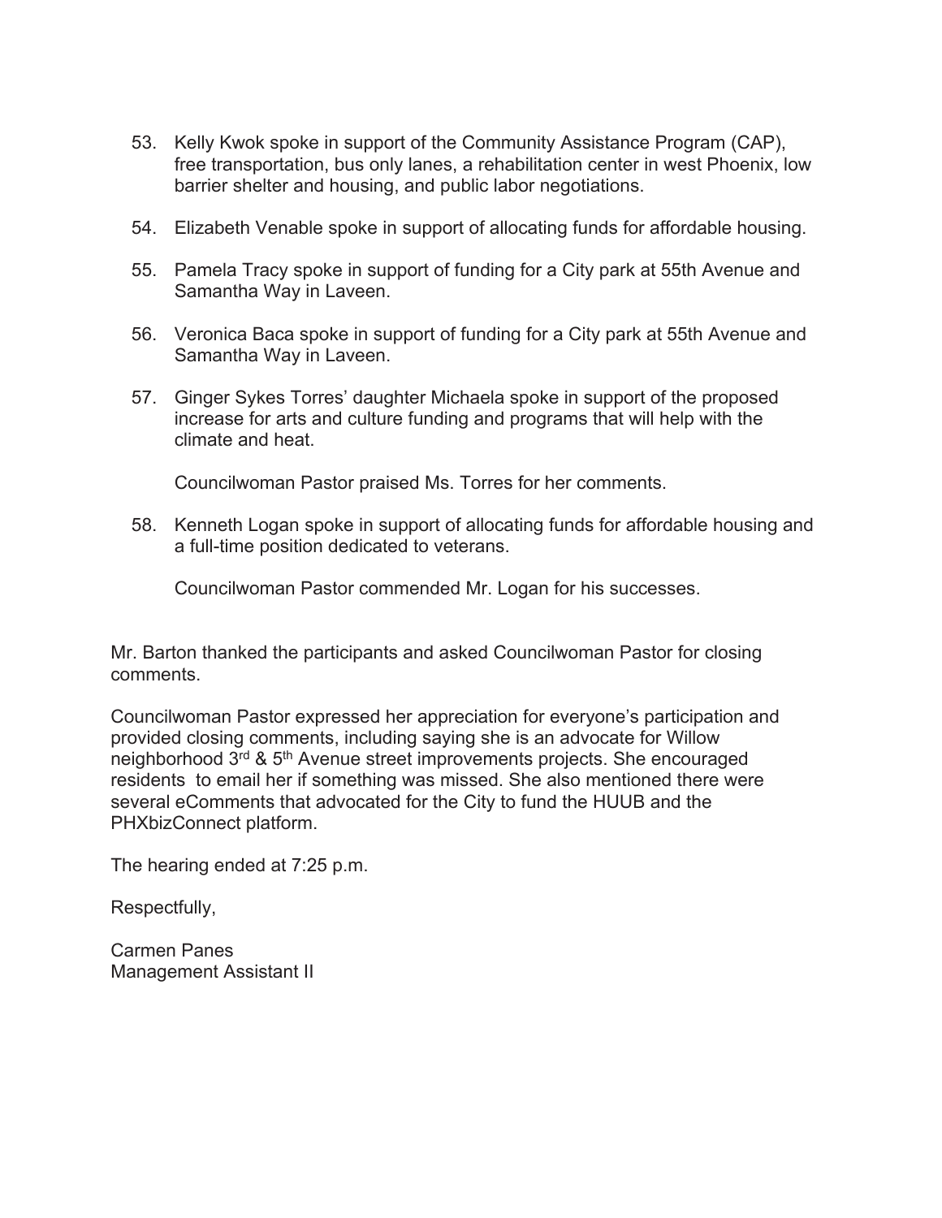53. Kelly Kwok spoke in support of the Community Assistance Program (CAP), free transportation, bus only lanes, a rehabilitation center in west Phoenix, low barrier shelter and housing, and public labor negotiations.

54. Elizabeth Venable spoke in support of allocating funds for affordable housing.

55. Pamela Tracy spoke in support of funding for a City park at 55th Avenue and Samantha Way in Laveen.

56. Veronica Baca spoke in support of funding for a City park at 55th Avenue and Samantha Way in Laveen.

57. Ginger Sykes Torres' daughter Michaela spoke in support of the proposed increase for arts and culture funding and programs that will help with the climate and heat.

    Councilwoman Pastor praised Ms. Torres for her comments.

58. Kenneth Logan spoke in support of allocating funds for affordable housing and a full-time position dedicated to veterans.

    Councilwoman Pastor commended Mr. Logan for his successes.

Mr. Barton thanked the participants and asked Councilwoman Pastor for closing comments.

Councilwoman Pastor expressed her appreciation for everyone's participation and provided closing comments, including saying she is an advocate for Willow neighborhood 3rd & 5th Avenue street improvements projects. She encouraged residents to email her if something was missed. She also mentioned there were several eComments that advocated for the City to fund the HUUB and the PHXbizConnect platform.

The hearing ended at 7:25 p.m.

Respectfully,

Carmen Panes
Management Assistant II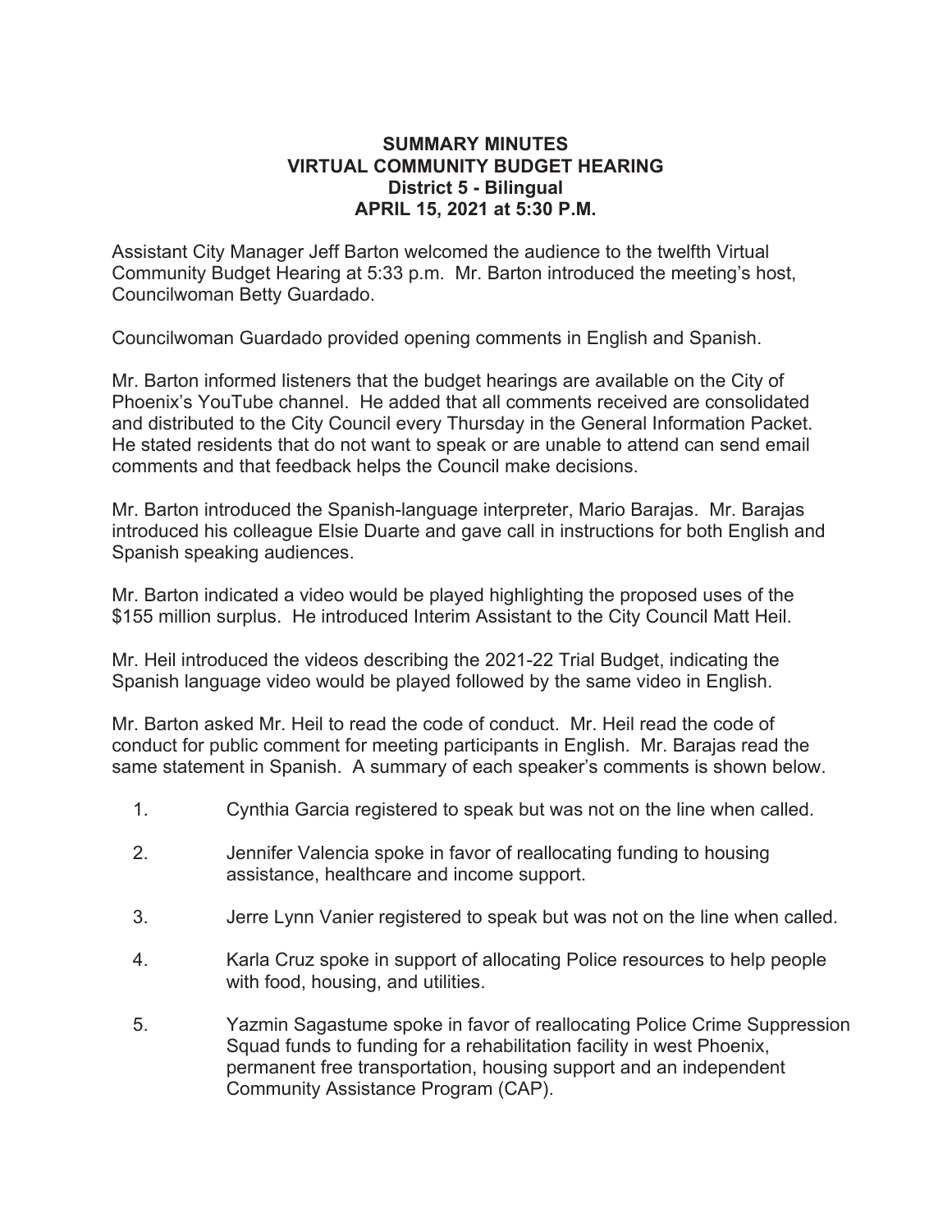**SUMMARY MINUTES**
**VIRTUAL COMMUNITY BUDGET HEARING**
**District 5 - Bilingual**
**APRIL 15, 2021 at 5:30 P.M.**

Assistant City Manager Jeff Barton welcomed the audience to the twelfth Virtual Community Budget Hearing at 5:33 p.m. Mr. Barton introduced the meeting's host, Councilwoman Betty Guardado.

Councilwoman Guardado provided opening comments in English and Spanish.

Mr. Barton informed listeners that the budget hearings are available on the City of Phoenix's YouTube channel. He added that all comments received are consolidated and distributed to the City Council every Thursday in the General Information Packet. He stated residents that do not want to speak or are unable to attend can send email comments and that feedback helps the Council make decisions.

Mr. Barton introduced the Spanish-language interpreter, Mario Barajas. Mr. Barajas introduced his colleague Elsie Duarte and gave call in instructions for both English and Spanish speaking audiences.

Mr. Barton indicated a video would be played highlighting the proposed uses of the $155 million surplus. He introduced Interim Assistant to the City Council Matt Heil.

Mr. Heil introduced the videos describing the 2021-22 Trial Budget, indicating the Spanish language video would be played followed by the same video in English.

Mr. Barton asked Mr. Heil to read the code of conduct. Mr. Heil read the code of conduct for public comment for meeting participants in English. Mr. Barajas read the same statement in Spanish. A summary of each speaker's comments is shown below.

1. Cynthia Garcia registered to speak but was not on the line when called.

2. Jennifer Valencia spoke in favor of reallocating funding to housing assistance, healthcare and income support.

3. Jerre Lynn Vanier registered to speak but was not on the line when called.

4. Karla Cruz spoke in support of allocating Police resources to help people with food, housing, and utilities.

5. Yazmin Sagastume spoke in favor of reallocating Police Crime Suppression Squad funds to funding for a rehabilitation facility in west Phoenix, permanent free transportation, housing support and an independent Community Assistance Program (CAP).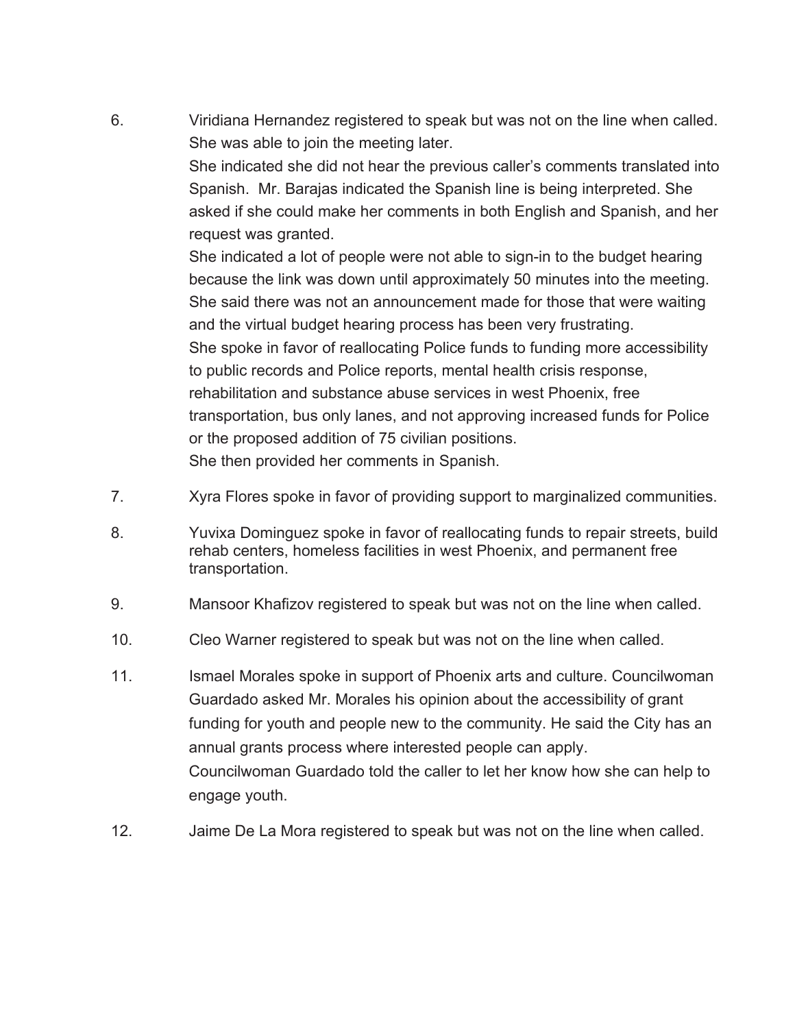6. Viridiana Hernandez registered to speak but was not on the line when called. She was able to join the meeting later.
   She indicated she did not hear the previous caller's comments translated into Spanish. Mr. Barajas indicated the Spanish line is being interpreted. She asked if she could make her comments in both English and Spanish, and her request was granted.
   She indicated a lot of people were not able to sign-in to the budget hearing because the link was down until approximately 50 minutes into the meeting. She said there was not an announcement made for those that were waiting and the virtual budget hearing process has been very frustrating.
   She spoke in favor of reallocating Police funds to funding more accessibility to public records and Police reports, mental health crisis response, rehabilitation and substance abuse services in west Phoenix, free transportation, bus only lanes, and not approving increased funds for Police or the proposed addition of 75 civilian positions.
   She then provided her comments in Spanish.

7. Xyra Flores spoke in favor of providing support to marginalized communities.

8. Yuvixa Dominguez spoke in favor of reallocating funds to repair streets, build rehab centers, homeless facilities in west Phoenix, and permanent free transportation.

9. Mansoor Khafizov registered to speak but was not on the line when called.

10. Cleo Warner registered to speak but was not on the line when called.

11. Ismael Morales spoke in support of Phoenix arts and culture. Councilwoman Guardado asked Mr. Morales his opinion about the accessibility of grant funding for youth and people new to the community. He said the City has an annual grants process where interested people can apply.
    Councilwoman Guardado told the caller to let her know how she can help to engage youth.

12. Jaime De La Mora registered to speak but was not on the line when called.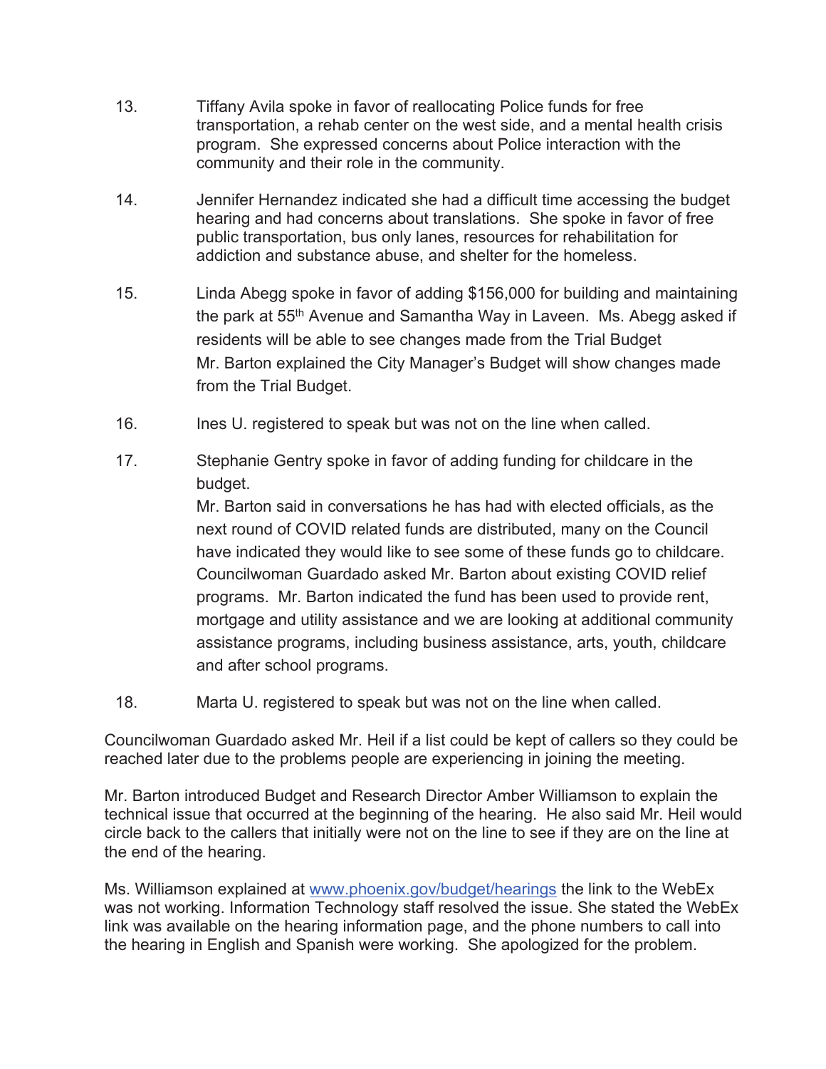13. Tiffany Avila spoke in favor of reallocating Police funds for free transportation, a rehab center on the west side, and a mental health crisis program. She expressed concerns about Police interaction with the community and their role in the community.

14. Jennifer Hernandez indicated she had a difficult time accessing the budget hearing and had concerns about translations. She spoke in favor of free public transportation, bus only lanes, resources for rehabilitation for addiction and substance abuse, and shelter for the homeless.

15. Linda Abegg spoke in favor of adding $156,000 for building and maintaining the park at 55th Avenue and Samantha Way in Laveen. Ms. Abegg asked if residents will be able to see changes made from the Trial Budget
    Mr. Barton explained the City Manager's Budget will show changes made from the Trial Budget.

16. Ines U. registered to speak but was not on the line when called.

17. Stephanie Gentry spoke in favor of adding funding for childcare in the budget.
    Mr. Barton said in conversations he has had with elected officials, as the next round of COVID related funds are distributed, many on the Council have indicated they would like to see some of these funds go to childcare. Councilwoman Guardado asked Mr. Barton about existing COVID relief programs. Mr. Barton indicated the fund has been used to provide rent, mortgage and utility assistance and we are looking at additional community assistance programs, including business assistance, arts, youth, childcare and after school programs.

18. Marta U. registered to speak but was not on the line when called.

Councilwoman Guardado asked Mr. Heil if a list could be kept of callers so they could be reached later due to the problems people are experiencing in joining the meeting.

Mr. Barton introduced Budget and Research Director Amber Williamson to explain the technical issue that occurred at the beginning of the hearing. He also said Mr. Heil would circle back to the callers that initially were not on the line to see if they are on the line at the end of the hearing.

Ms. Williamson explained at www.phoenix.gov/budget/hearings the link to the WebEx was not working. Information Technology staff resolved the issue. She stated the WebEx link was available on the hearing information page, and the phone numbers to call into the hearing in English and Spanish were working. She apologized for the problem.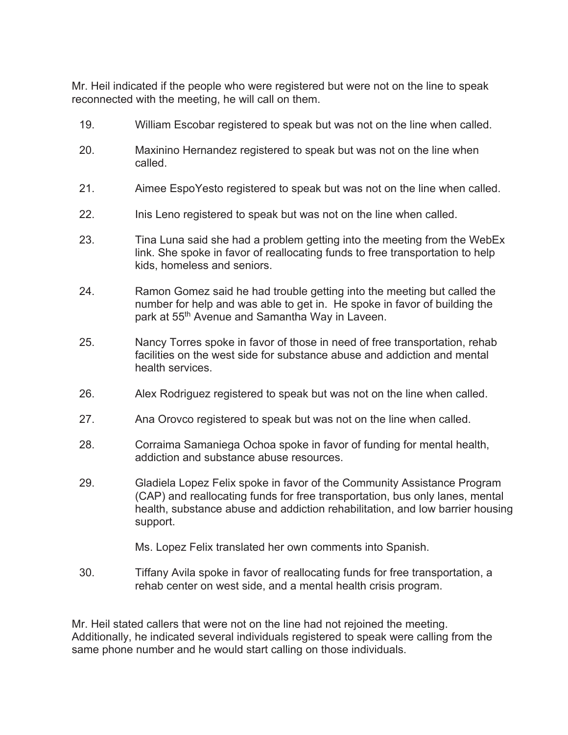Mr. Heil indicated if the people who were registered but were not on the line to speak reconnected with the meeting, he will call on them.

19. William Escobar registered to speak but was not on the line when called.

20. Maxinino Hernandez registered to speak but was not on the line when called.

21. Aimee EspoYesto registered to speak but was not on the line when called.

22. Inis Leno registered to speak but was not on the line when called.

23. Tina Luna said she had a problem getting into the meeting from the WebEx link. She spoke in favor of reallocating funds to free transportation to help kids, homeless and seniors.

24. Ramon Gomez said he had trouble getting into the meeting but called the number for help and was able to get in. He spoke in favor of building the park at 55th Avenue and Samantha Way in Laveen.

25. Nancy Torres spoke in favor of those in need of free transportation, rehab facilities on the west side for substance abuse and addiction and mental health services.

26. Alex Rodriguez registered to speak but was not on the line when called.

27. Ana Orovco registered to speak but was not on the line when called.

28. Corraima Samaniega Ochoa spoke in favor of funding for mental health, addiction and substance abuse resources.

29. Gladiela Lopez Felix spoke in favor of the Community Assistance Program (CAP) and reallocating funds for free transportation, bus only lanes, mental health, substance abuse and addiction rehabilitation, and low barrier housing support.

    Ms. Lopez Felix translated her own comments into Spanish.

30. Tiffany Avila spoke in favor of reallocating funds for free transportation, a rehab center on west side, and a mental health crisis program.

Mr. Heil stated callers that were not on the line had not rejoined the meeting. Additionally, he indicated several individuals registered to speak were calling from the same phone number and he would start calling on those individuals.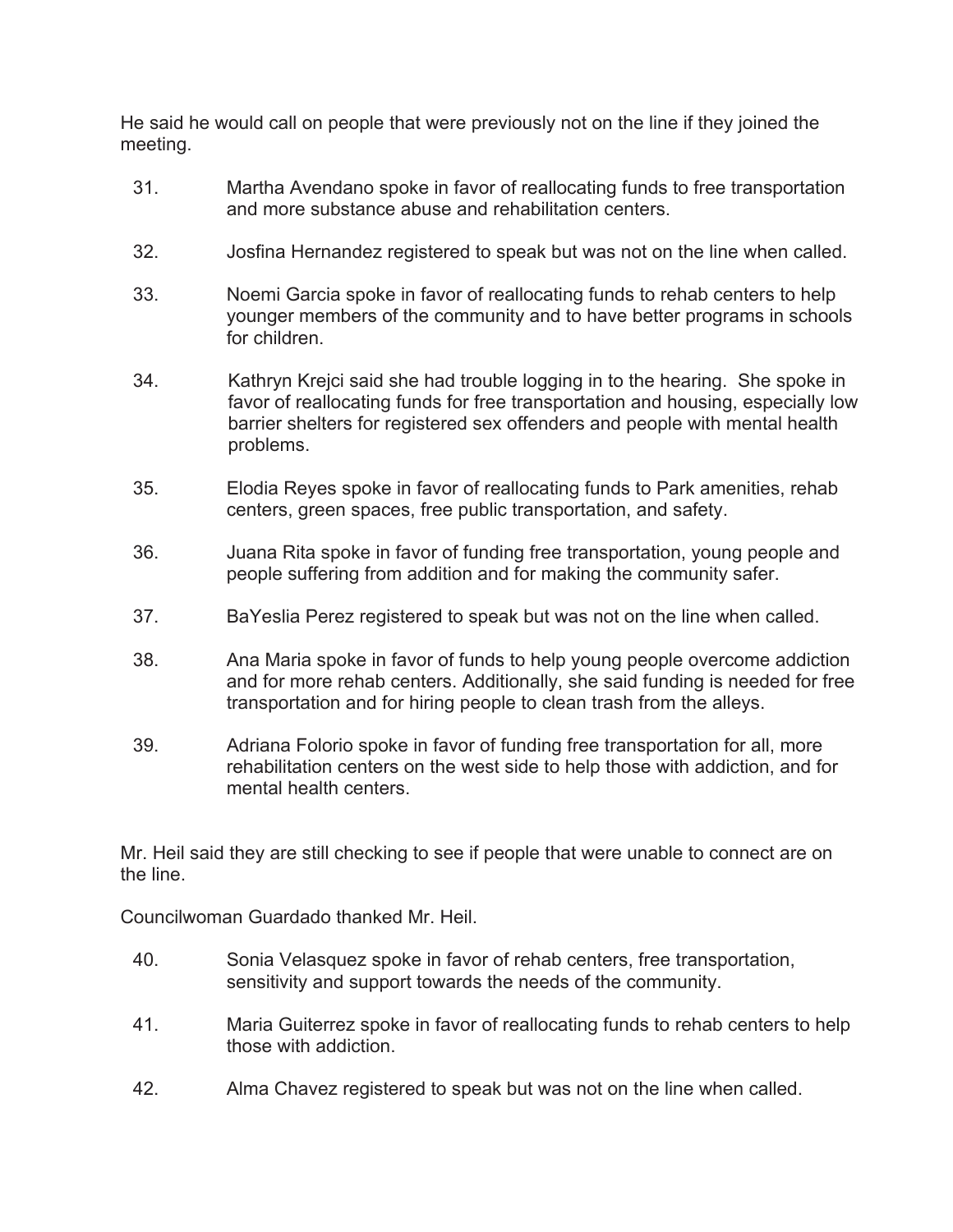He said he would call on people that were previously not on the line if they joined the meeting.

31. Martha Avendano spoke in favor of reallocating funds to free transportation and more substance abuse and rehabilitation centers.

32. Josfina Hernandez registered to speak but was not on the line when called.

33. Noemi Garcia spoke in favor of reallocating funds to rehab centers to help younger members of the community and to have better programs in schools for children.

34. Kathryn Krejci said she had trouble logging in to the hearing. She spoke in favor of reallocating funds for free transportation and housing, especially low barrier shelters for registered sex offenders and people with mental health problems.

35. Elodia Reyes spoke in favor of reallocating funds to Park amenities, rehab centers, green spaces, free public transportation, and safety.

36. Juana Rita spoke in favor of funding free transportation, young people and people suffering from addition and for making the community safer.

37. BaYeslia Perez registered to speak but was not on the line when called.

38. Ana Maria spoke in favor of funds to help young people overcome addiction and for more rehab centers. Additionally, she said funding is needed for free transportation and for hiring people to clean trash from the alleys.

39. Adriana Folorio spoke in favor of funding free transportation for all, more rehabilitation centers on the west side to help those with addiction, and for mental health centers.

Mr. Heil said they are still checking to see if people that were unable to connect are on the line.

Councilwoman Guardado thanked Mr. Heil.

40. Sonia Velasquez spoke in favor of rehab centers, free transportation, sensitivity and support towards the needs of the community.

41. Maria Guiterrez spoke in favor of reallocating funds to rehab centers to help those with addiction.

42. Alma Chavez registered to speak but was not on the line when called.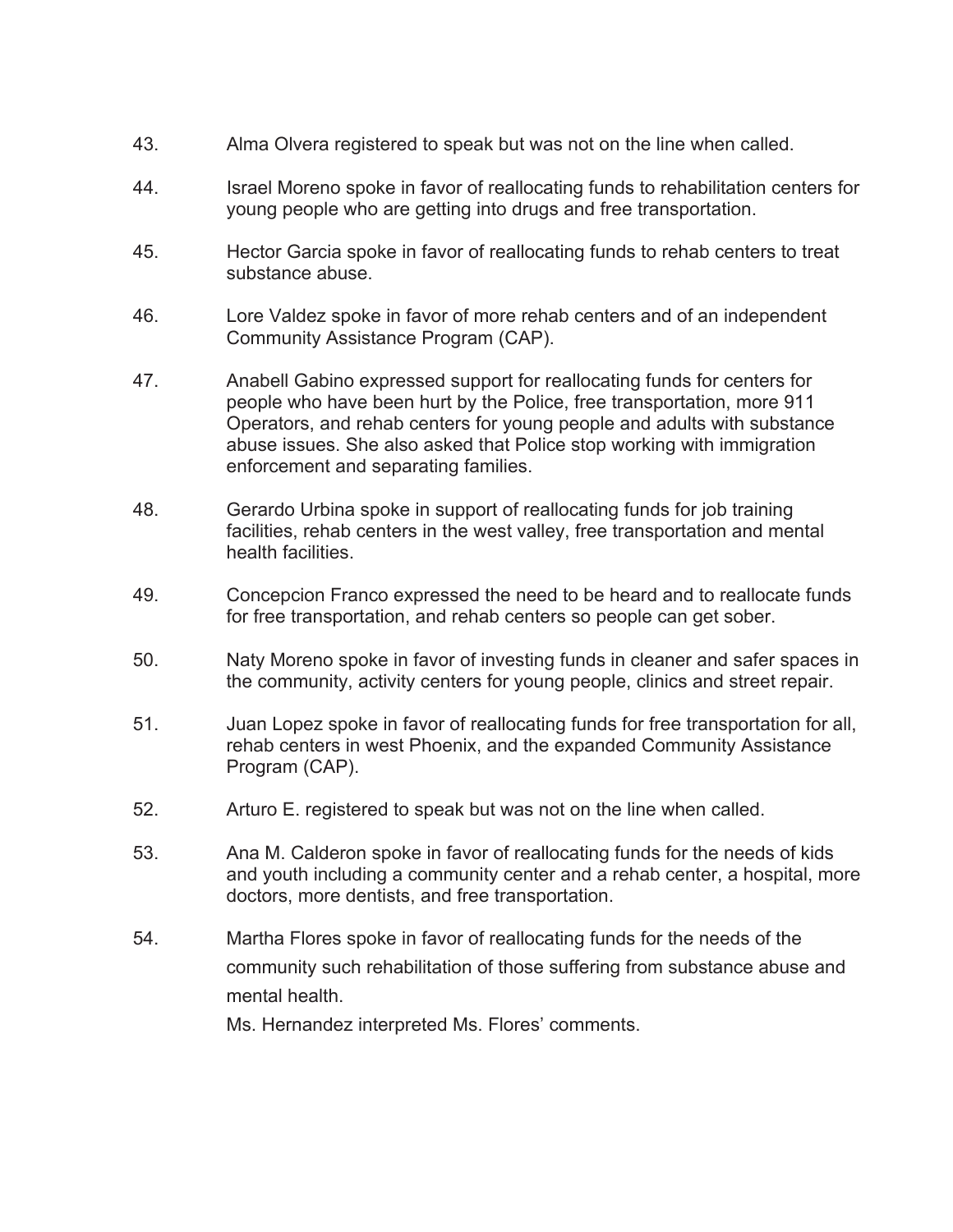43. Alma Olvera registered to speak but was not on the line when called.

44. Israel Moreno spoke in favor of reallocating funds to rehabilitation centers for young people who are getting into drugs and free transportation.

45. Hector Garcia spoke in favor of reallocating funds to rehab centers to treat substance abuse.

46. Lore Valdez spoke in favor of more rehab centers and of an independent Community Assistance Program (CAP).

47. Anabell Gabino expressed support for reallocating funds for centers for people who have been hurt by the Police, free transportation, more 911 Operators, and rehab centers for young people and adults with substance abuse issues. She also asked that Police stop working with immigration enforcement and separating families.

48. Gerardo Urbina spoke in support of reallocating funds for job training facilities, rehab centers in the west valley, free transportation and mental health facilities.

49. Concepcion Franco expressed the need to be heard and to reallocate funds for free transportation, and rehab centers so people can get sober.

50. Naty Moreno spoke in favor of investing funds in cleaner and safer spaces in the community, activity centers for young people, clinics and street repair.

51. Juan Lopez spoke in favor of reallocating funds for free transportation for all, rehab centers in west Phoenix, and the expanded Community Assistance Program (CAP).

52. Arturo E. registered to speak but was not on the line when called.

53. Ana M. Calderon spoke in favor of reallocating funds for the needs of kids and youth including a community center and a rehab center, a hospital, more doctors, more dentists, and free transportation.

54. Martha Flores spoke in favor of reallocating funds for the needs of the community such rehabilitation of those suffering from substance abuse and mental health.

    Ms. Hernandez interpreted Ms. Flores' comments.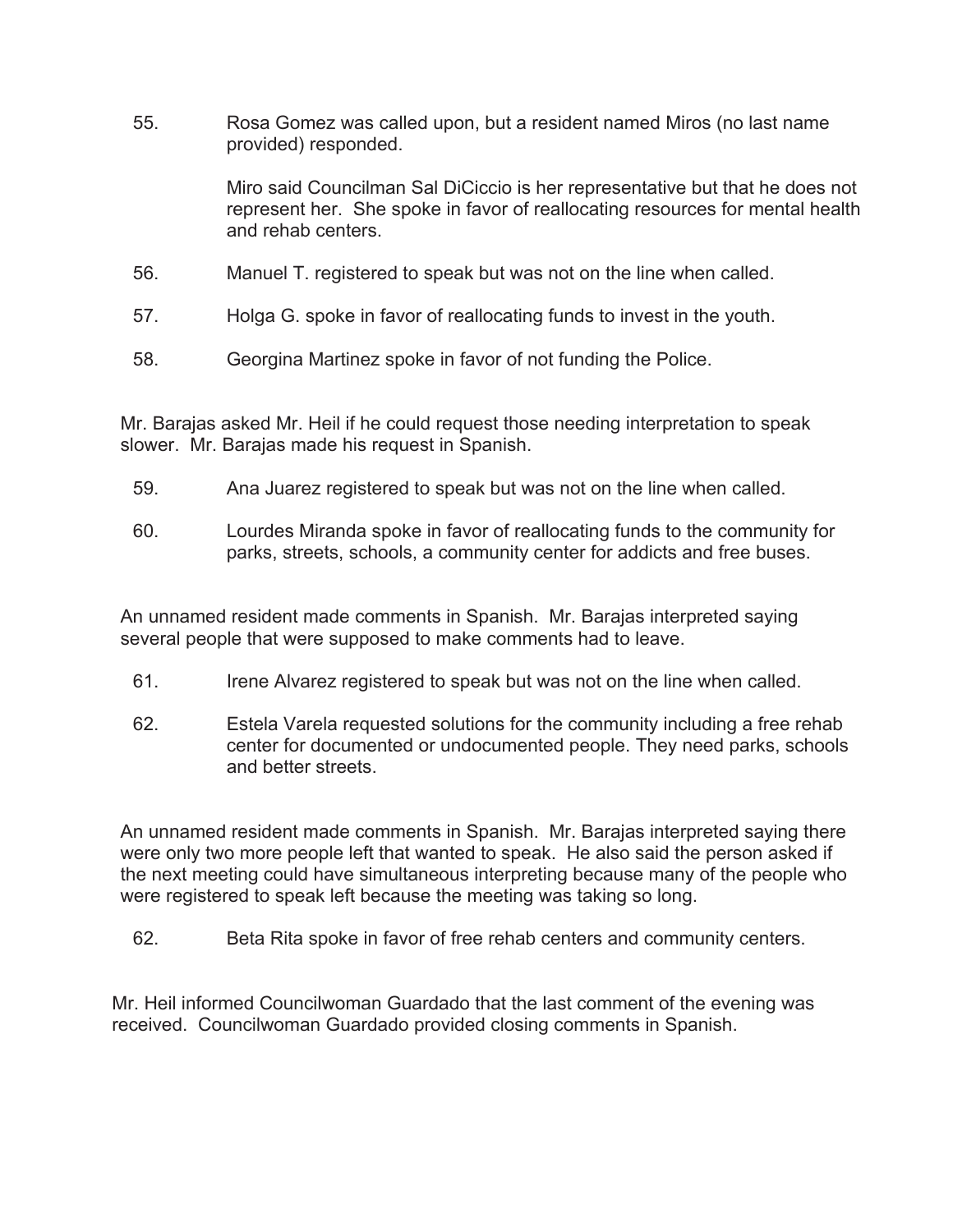55. Rosa Gomez was called upon, but a resident named Miros (no last name provided) responded.

    Miro said Councilman Sal DiCiccio is her representative but that he does not represent her. She spoke in favor of reallocating resources for mental health and rehab centers.

56. Manuel T. registered to speak but was not on the line when called.

57. Holga G. spoke in favor of reallocating funds to invest in the youth.

58. Georgina Martinez spoke in favor of not funding the Police.

Mr. Barajas asked Mr. Heil if he could request those needing interpretation to speak slower. Mr. Barajas made his request in Spanish.

59. Ana Juarez registered to speak but was not on the line when called.

60. Lourdes Miranda spoke in favor of reallocating funds to the community for parks, streets, schools, a community center for addicts and free buses.

An unnamed resident made comments in Spanish. Mr. Barajas interpreted saying several people that were supposed to make comments had to leave.

61. Irene Alvarez registered to speak but was not on the line when called.

62. Estela Varela requested solutions for the community including a free rehab center for documented or undocumented people. They need parks, schools and better streets.

An unnamed resident made comments in Spanish. Mr. Barajas interpreted saying there were only two more people left that wanted to speak. He also said the person asked if the next meeting could have simultaneous interpreting because many of the people who were registered to speak left because the meeting was taking so long.

62. Beta Rita spoke in favor of free rehab centers and community centers.

Mr. Heil informed Councilwoman Guardado that the last comment of the evening was received. Councilwoman Guardado provided closing comments in Spanish.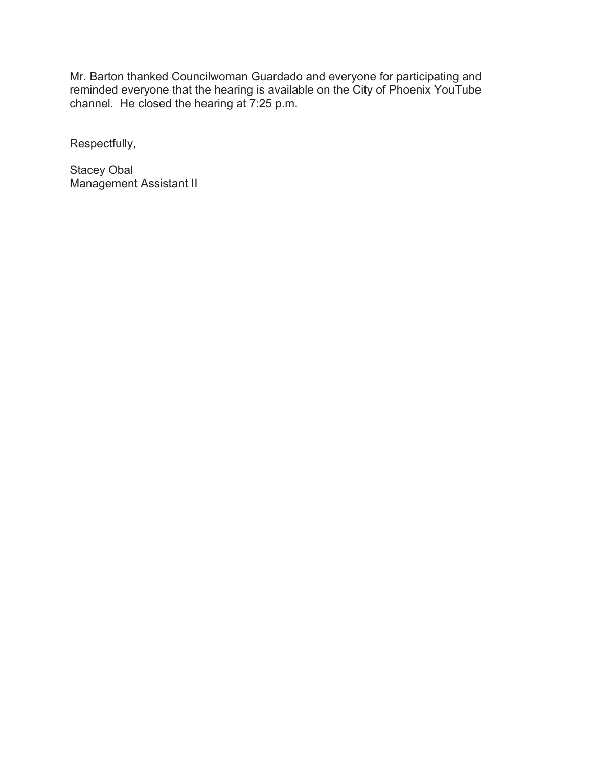Mr. Barton thanked Councilwoman Guardado and everyone for participating and reminded everyone that the hearing is available on the City of Phoenix YouTube channel. He closed the hearing at 7:25 p.m.

Respectfully,

Stacey Obal
Management Assistant II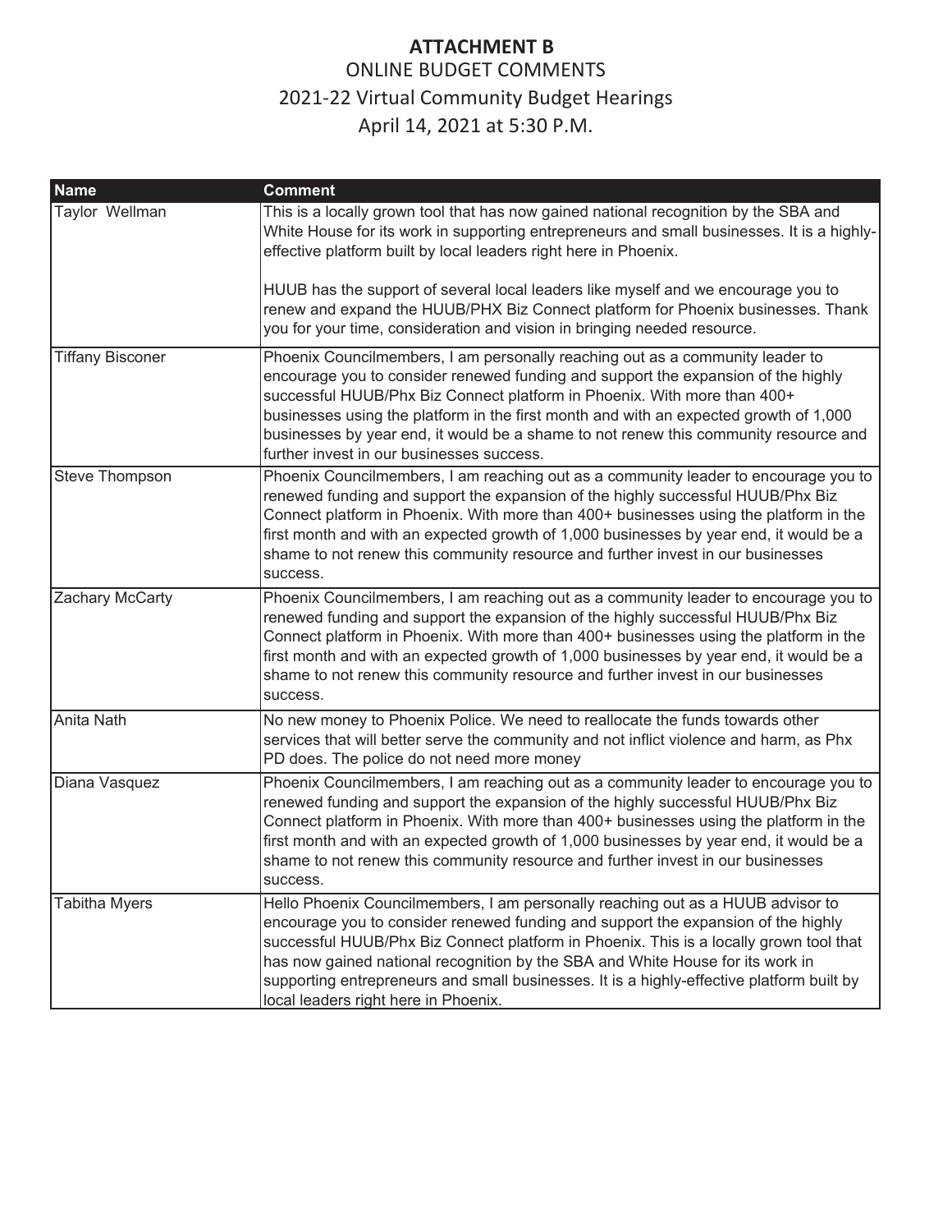# ATTACHMENT B

## ONLINE BUDGET COMMENTS

## 2021-22 Virtual Community Budget Hearings

## April 14, 2021 at 5:30 P.M.

| Name | Comment |
|---|---|
| Taylor Wellman | This is a locally grown tool that has now gained national recognition by the SBA and White House for its work in supporting entrepreneurs and small businesses. It is a highly-effective platform built by local leaders right here in Phoenix.<br><br>HUUB has the support of several local leaders like myself and we encourage you to renew and expand the HUUB/PHX Biz Connect platform for Phoenix businesses. Thank you for your time, consideration and vision in bringing needed resource. |
| Tiffany Bisconer | Phoenix Councilmembers, I am personally reaching out as a community leader to encourage you to consider renewed funding and support the expansion of the highly successful HUUB/Phx Biz Connect platform in Phoenix. With more than 400+ businesses using the platform in the first month and with an expected growth of 1,000 businesses by year end, it would be a shame to not renew this community resource and further invest in our businesses success. |
| Steve Thompson | Phoenix Councilmembers, I am reaching out as a community leader to encourage you to renewed funding and support the expansion of the highly successful HUUB/Phx Biz Connect platform in Phoenix. With more than 400+ businesses using the platform in the first month and with an expected growth of 1,000 businesses by year end, it would be a shame to not renew this community resource and further invest in our businesses success. |
| Zachary McCarty | Phoenix Councilmembers, I am reaching out as a community leader to encourage you to renewed funding and support the expansion of the highly successful HUUB/Phx Biz Connect platform in Phoenix. With more than 400+ businesses using the platform in the first month and with an expected growth of 1,000 businesses by year end, it would be a shame to not renew this community resource and further invest in our businesses success. |
| Anita Nath | No new money to Phoenix Police. We need to reallocate the funds towards other services that will better serve the community and not inflict violence and harm, as Phx PD does. The police do not need more money |
| Diana Vasquez | Phoenix Councilmembers, I am reaching out as a community leader to encourage you to renewed funding and support the expansion of the highly successful HUUB/Phx Biz Connect platform in Phoenix. With more than 400+ businesses using the platform in the first month and with an expected growth of 1,000 businesses by year end, it would be a shame to not renew this community resource and further invest in our businesses success. |
| Tabitha Myers | Hello Phoenix Councilmembers, I am personally reaching out as a HUUB advisor to encourage you to consider renewed funding and support the expansion of the highly successful HUUB/Phx Biz Connect platform in Phoenix. This is a locally grown tool that has now gained national recognition by the SBA and White House for its work in supporting entrepreneurs and small businesses. It is a highly-effective platform built by local leaders right here in Phoenix. |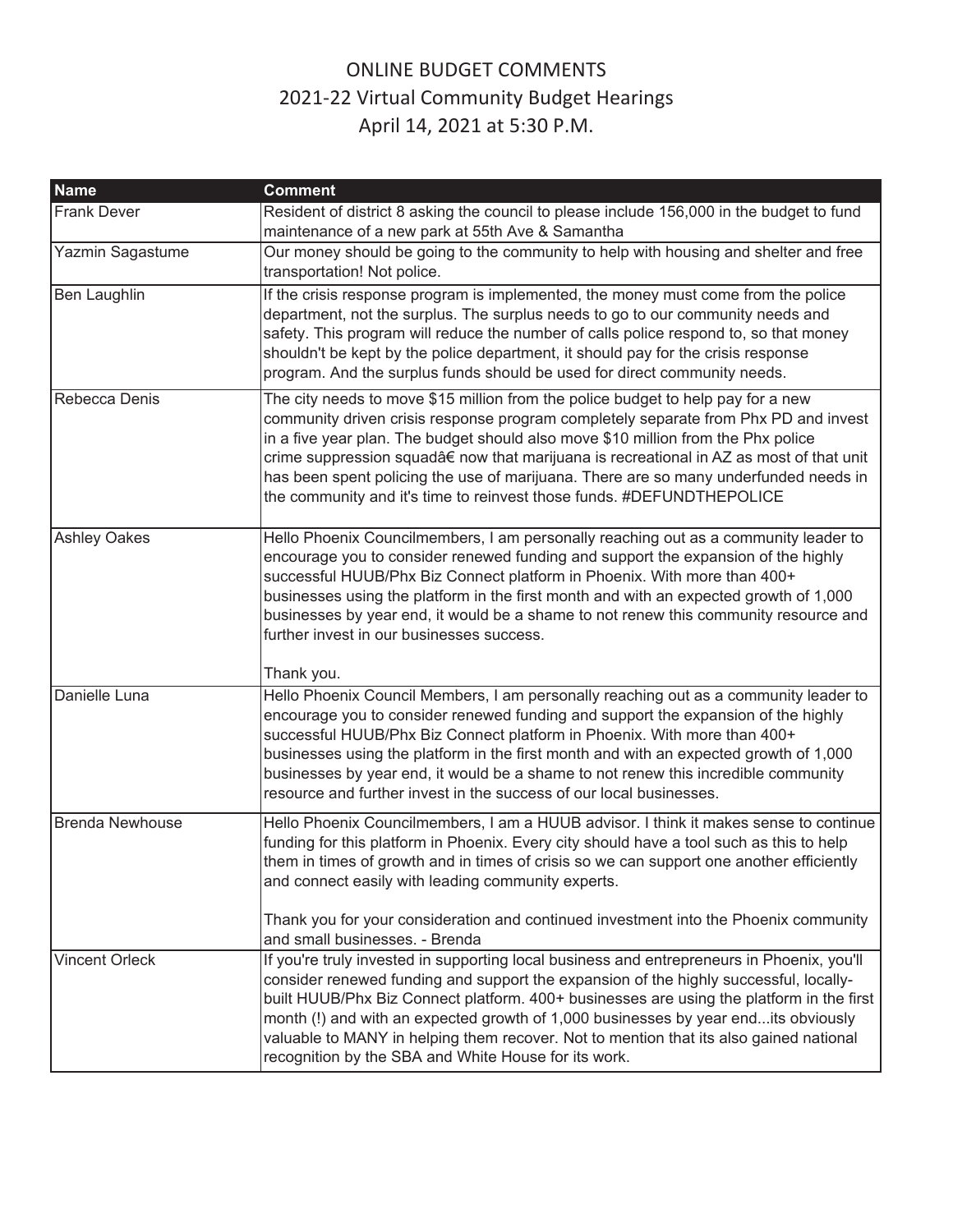# ONLINE BUDGET COMMENTS

## 2021-22 Virtual Community Budget Hearings

## April 14, 2021 at 5:30 P.M.

| Name | Comment |
|---|---|
| Frank Dever | Resident of district 8 asking the council to please include 156,000 in the budget to fund maintenance of a new park at 55th Ave & Samantha |
| Yazmin Sagastume | Our money should be going to the community to help with housing and shelter and free transportation! Not police. |
| Ben Laughlin | If the crisis response program is implemented, the money must come from the police department, not the surplus. The surplus needs to go to our community needs and safety. This program will reduce the number of calls police respond to, so that money shouldn't be kept by the police department, it should pay for the crisis response program. And the surplus funds should be used for direct community needs. |
| Rebecca Denis | The city needs to move $15 million from the police budget to help pay for a new community driven crisis response program completely separate from Phx PD and invest in a five year plan. The budget should also move $10 million from the Phx police crime suppression squadâ€ now that marijuana is recreational in AZ as most of that unit has been spent policing the use of marijuana. There are so many underfunded needs in the community and it's time to reinvest those funds. #DEFUNDTHEPOLICE |
| Ashley Oakes | Hello Phoenix Councilmembers, I am personally reaching out as a community leader to encourage you to consider renewed funding and support the expansion of the highly successful HUUB/Phx Biz Connect platform in Phoenix. With more than 400+ businesses using the platform in the first month and with an expected growth of 1,000 businesses by year end, it would be a shame to not renew this community resource and further invest in our businesses success.<br><br>Thank you. |
| Danielle Luna | Hello Phoenix Council Members, I am personally reaching out as a community leader to encourage you to consider renewed funding and support the expansion of the highly successful HUUB/Phx Biz Connect platform in Phoenix. With more than 400+ businesses using the platform in the first month and with an expected growth of 1,000 businesses by year end, it would be a shame to not renew this incredible community resource and further invest in the success of our local businesses. |
| Brenda Newhouse | Hello Phoenix Councilmembers, I am a HUUB advisor. I think it makes sense to continue funding for this platform in Phoenix. Every city should have a tool such as this to help them in times of growth and in times of crisis so we can support one another efficiently and connect easily with leading community experts.<br><br>Thank you for your consideration and continued investment into the Phoenix community and small businesses. - Brenda |
| Vincent Orleck | If you're truly invested in supporting local business and entrepreneurs in Phoenix, you'll consider renewed funding and support the expansion of the highly successful, locally-built HUUB/Phx Biz Connect platform. 400+ businesses are using the platform in the first month (!) and with an expected growth of 1,000 businesses by year end...its obviously valuable to MANY in helping them recover. Not to mention that its also gained national recognition by the SBA and White House for its work. |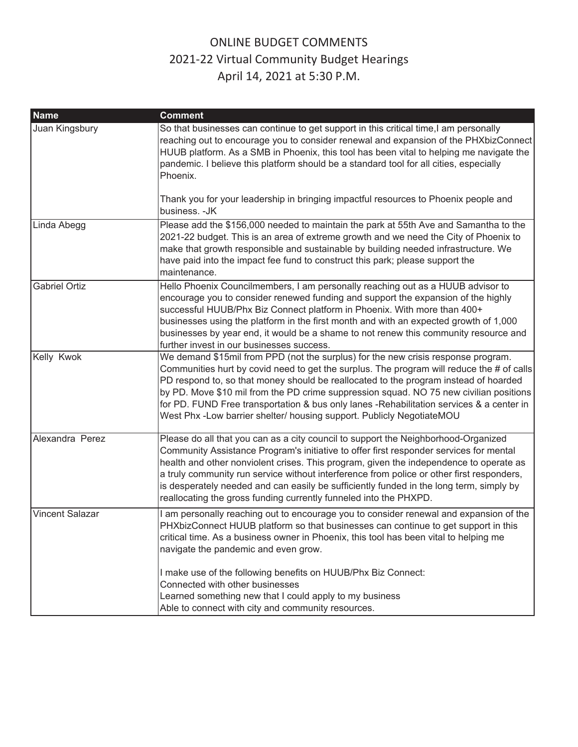# ONLINE BUDGET COMMENTS
## 2021-22 Virtual Community Budget Hearings
## April 14, 2021 at 5:30 P.M.

| Name | Comment |
| --- | --- |
| Juan Kingsbury | So that businesses can continue to get support in this critical time,I am personally reaching out to encourage you to consider renewal and expansion of the PHXbizConnect HUUB platform. As a SMB in Phoenix, this tool has been vital to helping me navigate the pandemic. I believe this platform should be a standard tool for all cities, especially Phoenix.<br><br>Thank you for your leadership in bringing impactful resources to Phoenix people and business. -JK |
| Linda Abegg | Please add the $156,000 needed to maintain the park at 55th Ave and Samantha to the 2021-22 budget. This is an area of extreme growth and we need the City of Phoenix to make that growth responsible and sustainable by building needed infrastructure. We have paid into the impact fee fund to construct this park; please support the maintenance. |
| Gabriel Ortiz | Hello Phoenix Councilmembers, I am personally reaching out as a HUUB advisor to encourage you to consider renewed funding and support the expansion of the highly successful HUUB/Phx Biz Connect platform in Phoenix. With more than 400+ businesses using the platform in the first month and with an expected growth of 1,000 businesses by year end, it would be a shame to not renew this community resource and further invest in our businesses success. |
| Kelly Kwok | We demand $15mil from PPD (not the surplus) for the new crisis response program. Communities hurt by covid need to get the surplus. The program will reduce the # of calls PD respond to, so that money should be reallocated to the program instead of hoarded by PD. Move $10 mil from the PD crime suppression squad. NO 75 new civilian positions for PD. FUND Free transportation & bus only lanes -Rehabilitation services & a center in West Phx -Low barrier shelter/ housing support. Publicly NegotiateMOU |
| Alexandra Perez | Please do all that you can as a city council to support the Neighborhood-Organized Community Assistance Program's initiative to offer first responder services for mental health and other nonviolent crises. This program, given the independence to operate as a truly community run service without interference from police or other first responders, is desperately needed and can easily be sufficiently funded in the long term, simply by reallocating the gross funding currently funneled into the PHXPD. |
| Vincent Salazar | I am personally reaching out to encourage you to consider renewal and expansion of the PHXbizConnect HUUB platform so that businesses can continue to get support in this critical time. As a business owner in Phoenix, this tool has been vital to helping me navigate the pandemic and even grow.<br><br>I make use of the following benefits on HUUB/Phx Biz Connect:<br>Connected with other businesses<br>Learned something new that I could apply to my business<br>Able to connect with city and community resources. |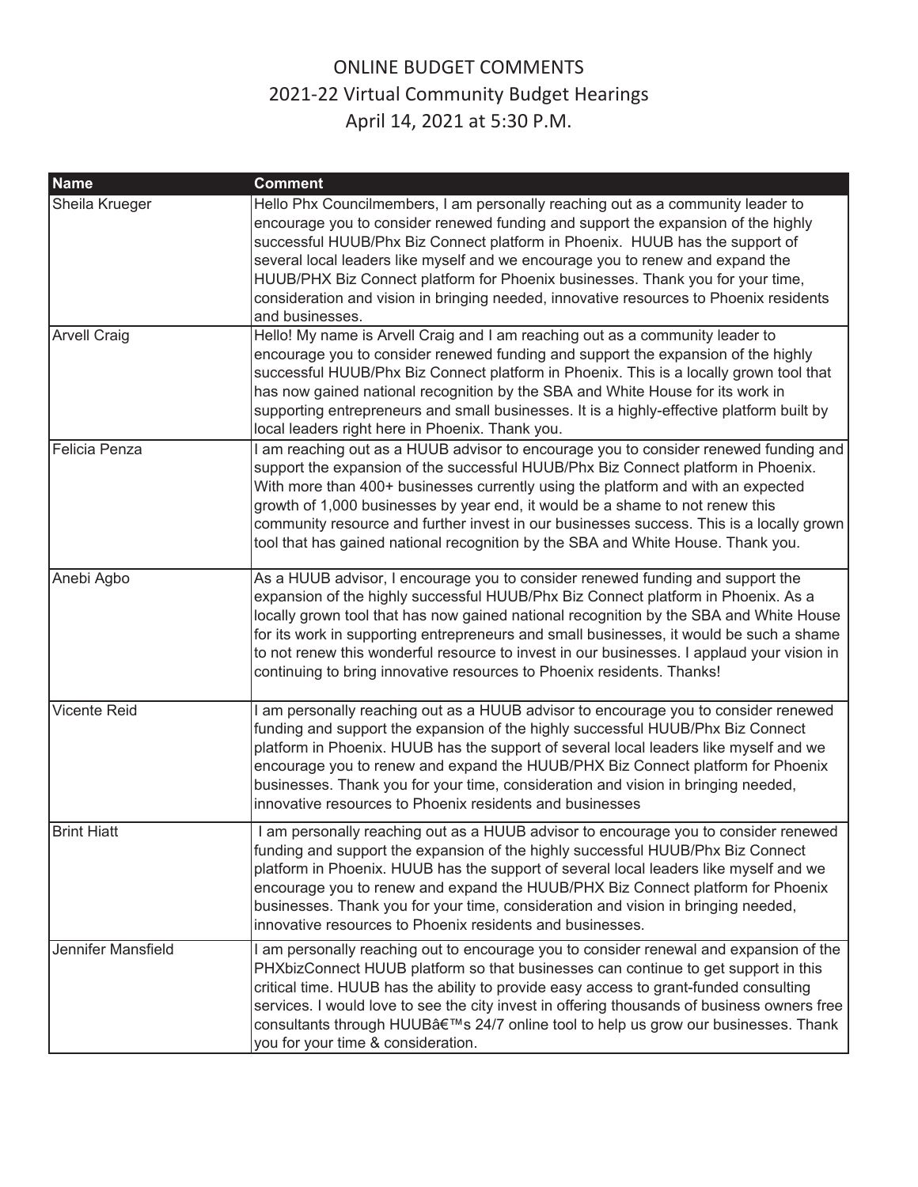# ONLINE BUDGET COMMENTS
## 2021-22 Virtual Community Budget Hearings
## April 14, 2021 at 5:30 P.M.

| Name | Comment |
| --- | --- |
| Sheila Krueger | Hello Phx Councilmembers, I am personally reaching out as a community leader to encourage you to consider renewed funding and support the expansion of the highly successful HUUB/Phx Biz Connect platform in Phoenix. HUUB has the support of several local leaders like myself and we encourage you to renew and expand the HUUB/PHX Biz Connect platform for Phoenix businesses. Thank you for your time, consideration and vision in bringing needed, innovative resources to Phoenix residents and businesses. |
| Arvell Craig | Hello! My name is Arvell Craig and I am reaching out as a community leader to encourage you to consider renewed funding and support the expansion of the highly successful HUUB/Phx Biz Connect platform in Phoenix. This is a locally grown tool that has now gained national recognition by the SBA and White House for its work in supporting entrepreneurs and small businesses. It is a highly-effective platform built by local leaders right here in Phoenix. Thank you. |
| Felicia Penza | I am reaching out as a HUUB advisor to encourage you to consider renewed funding and support the expansion of the successful HUUB/Phx Biz Connect platform in Phoenix. With more than 400+ businesses currently using the platform and with an expected growth of 1,000 businesses by year end, it would be a shame to not renew this community resource and further invest in our businesses success. This is a locally grown tool that has gained national recognition by the SBA and White House. Thank you. |
| Anebi Agbo | As a HUUB advisor, I encourage you to consider renewed funding and support the expansion of the highly successful HUUB/Phx Biz Connect platform in Phoenix. As a locally grown tool that has now gained national recognition by the SBA and White House for its work in supporting entrepreneurs and small businesses, it would be such a shame to not renew this wonderful resource to invest in our businesses. I applaud your vision in continuing to bring innovative resources to Phoenix residents. Thanks! |
| Vicente Reid | I am personally reaching out as a HUUB advisor to encourage you to consider renewed funding and support the expansion of the highly successful HUUB/Phx Biz Connect platform in Phoenix. HUUB has the support of several local leaders like myself and we encourage you to renew and expand the HUUB/PHX Biz Connect platform for Phoenix businesses. Thank you for your time, consideration and vision in bringing needed, innovative resources to Phoenix residents and businesses |
| Brint Hiatt | I am personally reaching out as a HUUB advisor to encourage you to consider renewed funding and support the expansion of the highly successful HUUB/Phx Biz Connect platform in Phoenix. HUUB has the support of several local leaders like myself and we encourage you to renew and expand the HUUB/PHX Biz Connect platform for Phoenix businesses. Thank you for your time, consideration and vision in bringing needed, innovative resources to Phoenix residents and businesses. |
| Jennifer Mansfield | I am personally reaching out to encourage you to consider renewal and expansion of the PHXbizConnect HUUB platform so that businesses can continue to get support in this critical time. HUUB has the ability to provide easy access to grant-funded consulting services. I would love to see the city invest in offering thousands of business owners free consultants through HUUBâ€™s 24/7 online tool to help us grow our businesses. Thank you for your time & consideration. |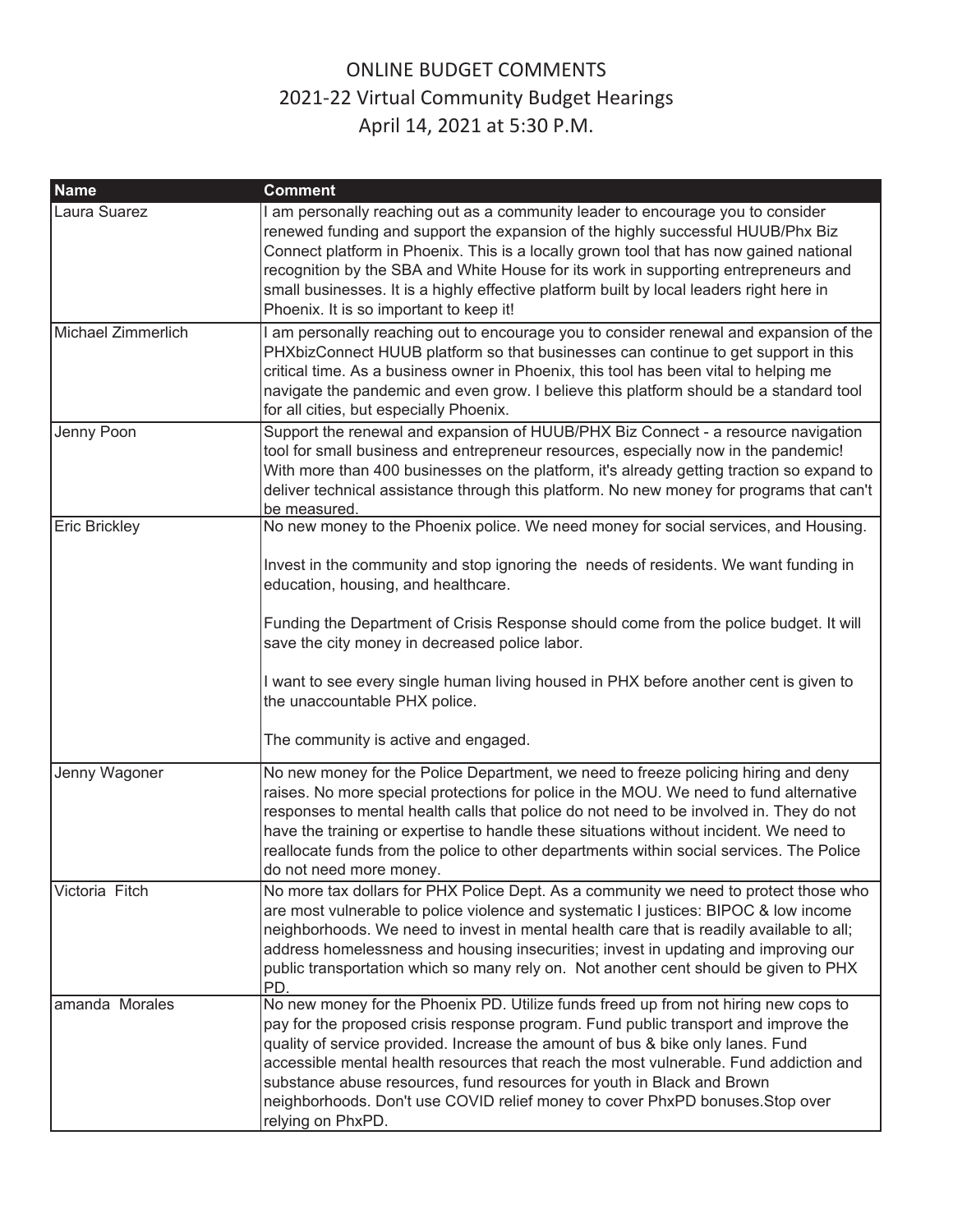# ONLINE BUDGET COMMENTS
## 2021-22 Virtual Community Budget Hearings
## April 14, 2021 at 5:30 P.M.

| Name | Comment |
|---|---|
| Laura Suarez | I am personally reaching out as a community leader to encourage you to consider renewed funding and support the expansion of the highly successful HUUB/Phx Biz Connect platform in Phoenix. This is a locally grown tool that has now gained national recognition by the SBA and White House for its work in supporting entrepreneurs and small businesses. It is a highly effective platform built by local leaders right here in Phoenix. It is so important to keep it! |
| Michael Zimmerlich | I am personally reaching out to encourage you to consider renewal and expansion of the PHXbizConnect HUUB platform so that businesses can continue to get support in this critical time. As a business owner in Phoenix, this tool has been vital to helping me navigate the pandemic and even grow. I believe this platform should be a standard tool for all cities, but especially Phoenix. |
| Jenny Poon | Support the renewal and expansion of HUUB/PHX Biz Connect - a resource navigation tool for small business and entrepreneur resources, especially now in the pandemic! With more than 400 businesses on the platform, it's already getting traction so expand to deliver technical assistance through this platform. No new money for programs that can't be measured. |
| Eric Brickley | No new money to the Phoenix police. We need money for social services, and Housing.<br><br>Invest in the community and stop ignoring the needs of residents. We want funding in education, housing, and healthcare.<br><br>Funding the Department of Crisis Response should come from the police budget. It will save the city money in decreased police labor.<br><br>I want to see every single human living housed in PHX before another cent is given to the unaccountable PHX police.<br><br>The community is active and engaged. |
| Jenny Wagoner | No new money for the Police Department, we need to freeze policing hiring and deny raises. No more special protections for police in the MOU. We need to fund alternative responses to mental health calls that police do not need to be involved in. They do not have the training or expertise to handle these situations without incident. We need to reallocate funds from the police to other departments within social services. The Police do not need more money. |
| Victoria Fitch | No more tax dollars for PHX Police Dept. As a community we need to protect those who are most vulnerable to police violence and systematic l justices: BIPOC & low income neighborhoods. We need to invest in mental health care that is readily available to all; address homelessness and housing insecurities; invest in updating and improving our public transportation which so many rely on. Not another cent should be given to PHX PD. |
| amanda Morales | No new money for the Phoenix PD. Utilize funds freed up from not hiring new cops to pay for the proposed crisis response program. Fund public transport and improve the quality of service provided. Increase the amount of bus & bike only lanes. Fund accessible mental health resources that reach the most vulnerable. Fund addiction and substance abuse resources, fund resources for youth in Black and Brown neighborhoods. Don't use COVID relief money to cover PhxPD bonuses.Stop over relying on PhxPD. |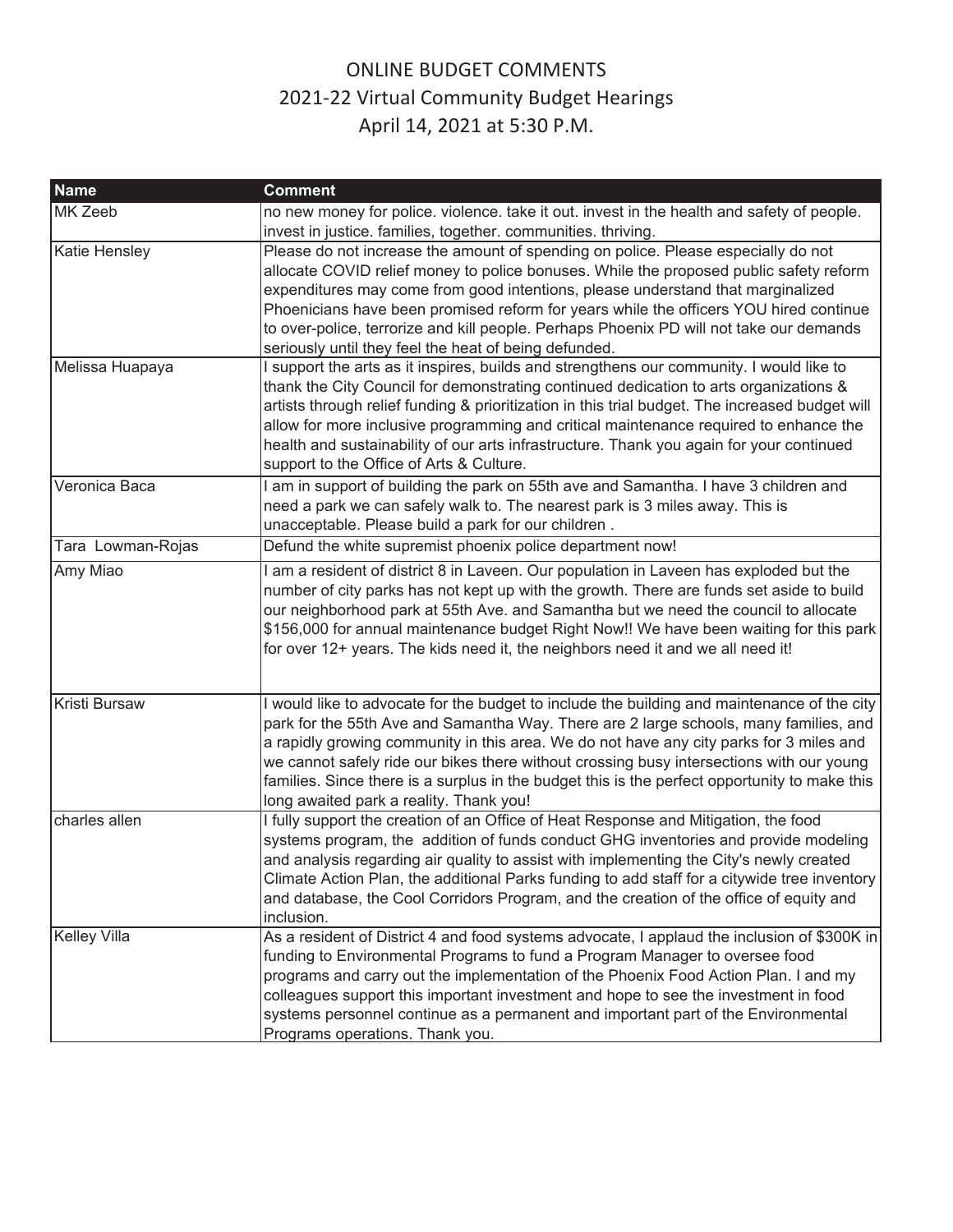# ONLINE BUDGET COMMENTS
## 2021-22 Virtual Community Budget Hearings
## April 14, 2021 at 5:30 P.M.

| Name | Comment |
| --- | --- |
| MK Zeeb | no new money for police. violence. take it out. invest in the health and safety of people. invest in justice. families, together. communities. thriving. |
| Katie Hensley | Please do not increase the amount of spending on police. Please especially do not allocate COVID relief money to police bonuses. While the proposed public safety reform expenditures may come from good intentions, please understand that marginalized Phoenicians have been promised reform for years while the officers YOU hired continue to over-police, terrorize and kill people. Perhaps Phoenix PD will not take our demands seriously until they feel the heat of being defunded. |
| Melissa Huapaya | I support the arts as it inspires, builds and strengthens our community. I would like to thank the City Council for demonstrating continued dedication to arts organizations & artists through relief funding & prioritization in this trial budget. The increased budget will allow for more inclusive programming and critical maintenance required to enhance the health and sustainability of our arts infrastructure. Thank you again for your continued support to the Office of Arts & Culture. |
| Veronica Baca | I am in support of building the park on 55th ave and Samantha. I have 3 children and need a park we can safely walk to. The nearest park is 3 miles away. This is unacceptable. Please build a park for our children . |
| Tara Lowman-Rojas | Defund the white supremist phoenix police department now! |
| Amy Miao | I am a resident of district 8 in Laveen. Our population in Laveen has exploded but the number of city parks has not kept up with the growth. There are funds set aside to build our neighborhood park at 55th Ave. and Samantha but we need the council to allocate $156,000 for annual maintenance budget Right Now!! We have been waiting for this park for over 12+ years. The kids need it, the neighbors need it and we all need it! |
| Kristi Bursaw | I would like to advocate for the budget to include the building and maintenance of the city park for the 55th Ave and Samantha Way. There are 2 large schools, many families, and a rapidly growing community in this area. We do not have any city parks for 3 miles and we cannot safely ride our bikes there without crossing busy intersections with our young families. Since there is a surplus in the budget this is the perfect opportunity to make this long awaited park a reality. Thank you! |
| charles allen | I fully support the creation of an Office of Heat Response and Mitigation, the food systems program, the addition of funds conduct GHG inventories and provide modeling and analysis regarding air quality to assist with implementing the City's newly created Climate Action Plan, the additional Parks funding to add staff for a citywide tree inventory and database, the Cool Corridors Program, and the creation of the office of equity and inclusion. |
| Kelley Villa | As a resident of District 4 and food systems advocate, I applaud the inclusion of $300K in funding to Environmental Programs to fund a Program Manager to oversee food programs and carry out the implementation of the Phoenix Food Action Plan. I and my colleagues support this important investment and hope to see the investment in food systems personnel continue as a permanent and important part of the Environmental Programs operations. Thank you. |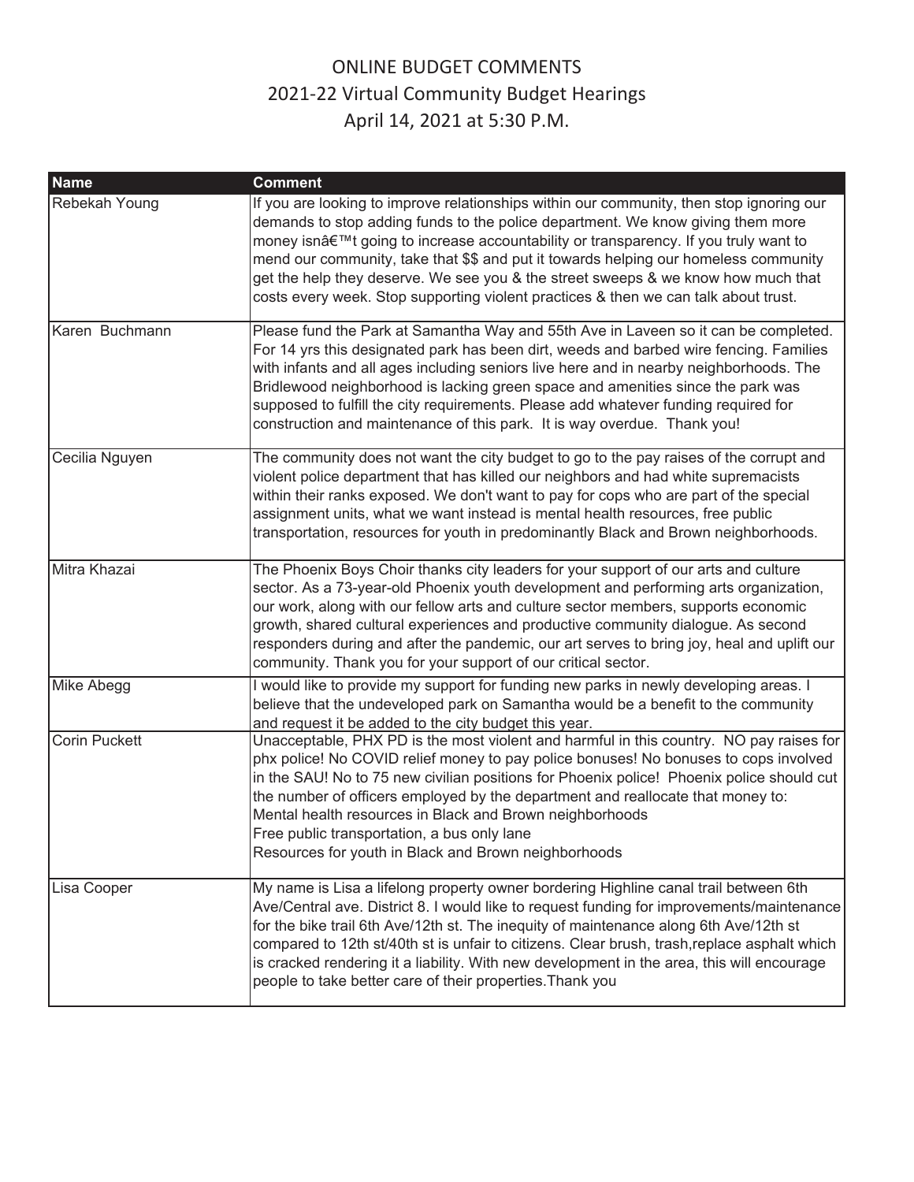# ONLINE BUDGET COMMENTS
## 2021-22 Virtual Community Budget Hearings
## April 14, 2021 at 5:30 P.M.

| Name | Comment |
| --- | --- |
| Rebekah Young | If you are looking to improve relationships within our community, then stop ignoring our demands to stop adding funds to the police department. We know giving them more money isnâ€™t going to increase accountability or transparency. If you truly want to mend our community, take that $$ and put it towards helping our homeless community get the help they deserve. We see you & the street sweeps & we know how much that costs every week. Stop supporting violent practices & then we can talk about trust. |
| Karen Buchmann | Please fund the Park at Samantha Way and 55th Ave in Laveen so it can be completed. For 14 yrs this designated park has been dirt, weeds and barbed wire fencing. Families with infants and all ages including seniors live here and in nearby neighborhoods. The Bridlewood neighborhood is lacking green space and amenities since the park was supposed to fulfill the city requirements. Please add whatever funding required for construction and maintenance of this park. It is way overdue. Thank you! |
| Cecilia Nguyen | The community does not want the city budget to go to the pay raises of the corrupt and violent police department that has killed our neighbors and had white supremacists within their ranks exposed. We don't want to pay for cops who are part of the special assignment units, what we want instead is mental health resources, free public transportation, resources for youth in predominantly Black and Brown neighborhoods. |
| Mitra Khazai | The Phoenix Boys Choir thanks city leaders for your support of our arts and culture sector. As a 73-year-old Phoenix youth development and performing arts organization, our work, along with our fellow arts and culture sector members, supports economic growth, shared cultural experiences and productive community dialogue. As second responders during and after the pandemic, our art serves to bring joy, heal and uplift our community. Thank you for your support of our critical sector. |
| Mike Abegg | I would like to provide my support for funding new parks in newly developing areas. I believe that the undeveloped park on Samantha would be a benefit to the community and request it be added to the city budget this year. |
| Corin Puckett | Unacceptable, PHX PD is the most violent and harmful in this country. NO pay raises for phx police! No COVID relief money to pay police bonuses! No bonuses to cops involved in the SAU! No to 75 new civilian positions for Phoenix police! Phoenix police should cut the number of officers employed by the department and reallocate that money to:<br>Mental health resources in Black and Brown neighborhoods<br>Free public transportation, a bus only lane<br>Resources for youth in Black and Brown neighborhoods |
| Lisa Cooper | My name is Lisa a lifelong property owner bordering Highline canal trail between 6th Ave/Central ave. District 8. I would like to request funding for improvements/maintenance for the bike trail 6th Ave/12th st. The inequity of maintenance along 6th Ave/12th st compared to 12th st/40th st is unfair to citizens. Clear brush, trash,replace asphalt which is cracked rendering it a liability. With new development in the area, this will encourage people to take better care of their properties.Thank you |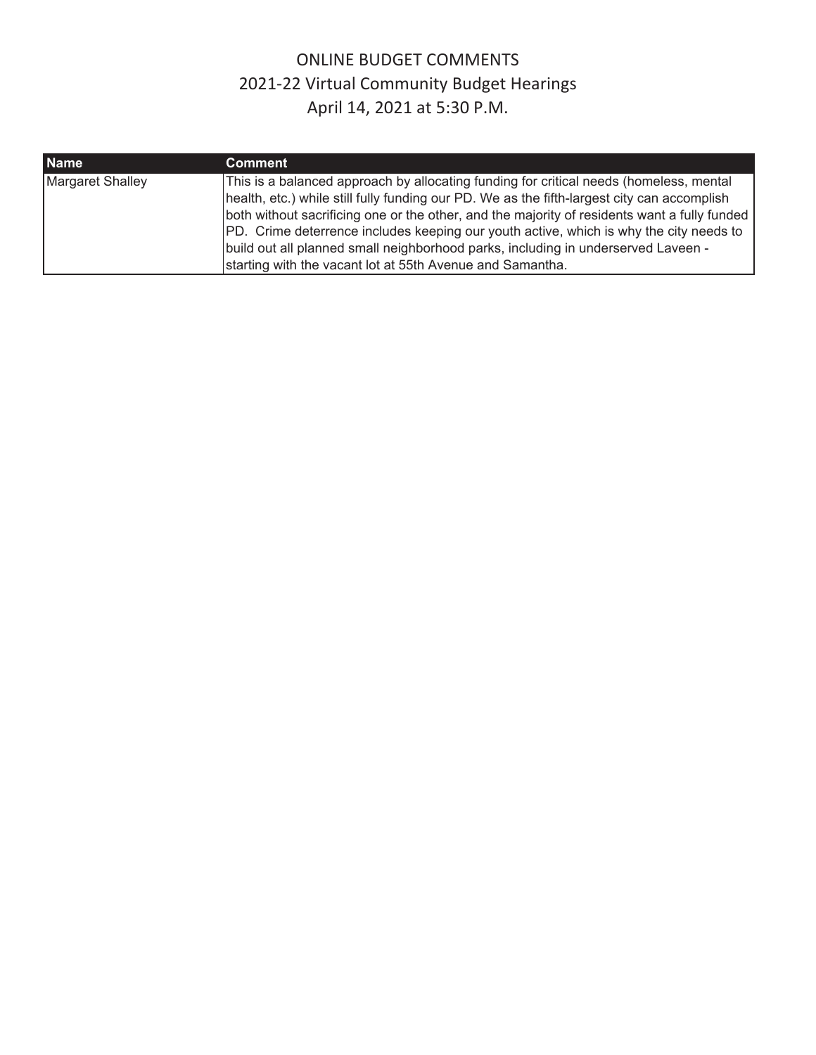# ONLINE BUDGET COMMENTS
## 2021-22 Virtual Community Budget Hearings
## April 14, 2021 at 5:30 P.M.

| Name | Comment |
|---|---|
| Margaret Shalley | This is a balanced approach by allocating funding for critical needs (homeless, mental health, etc.) while still fully funding our PD. We as the fifth-largest city can accomplish both without sacrificing one or the other, and the majority of residents want a fully funded PD. Crime deterrence includes keeping our youth active, which is why the city needs to build out all planned small neighborhood parks, including in underserved Laveen - starting with the vacant lot at 55th Avenue and Samantha. |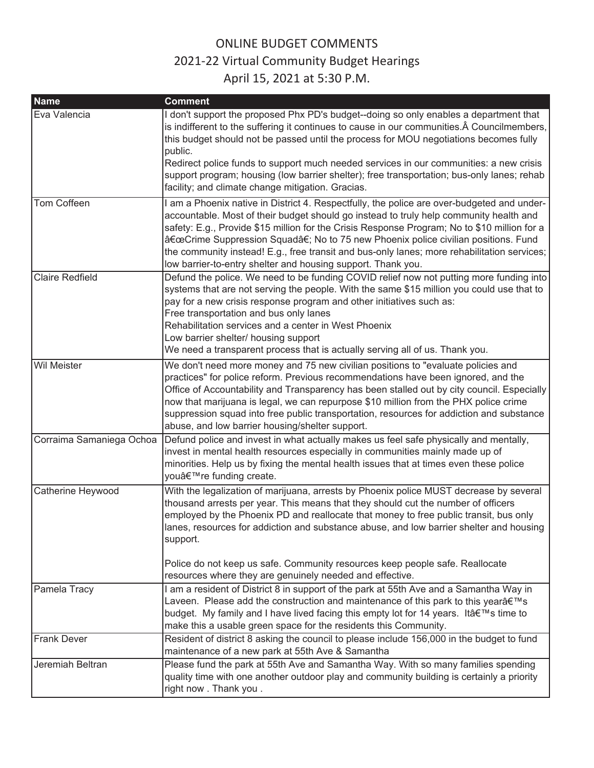# ONLINE BUDGET COMMENTS

## 2021-22 Virtual Community Budget Hearings

## April 15, 2021 at 5:30 P.M.

| Name | Comment |
|---|---|
| Eva Valencia | I don't support the proposed Phx PD's budget--doing so only enables a department that is indifferent to the suffering it continues to cause in our communities.Â Councilmembers, this budget should not be passed until the process for MOU negotiations becomes fully public.<br>Redirect police funds to support much needed services in our communities: a new crisis support program; housing (low barrier shelter); free transportation; bus-only lanes; rehab facility; and climate change mitigation. Gracias. |
| Tom Coffeen | I am a Phoenix native in District 4. Respectfully, the police are over-budgeted and under-accountable. Most of their budget should go instead to truly help community health and safety: E.g., Provide $15 million for the Crisis Response Program; No to $10 million for a â€œCrime Suppression Squadâ€; No to 75 new Phoenix police civilian positions. Fund the community instead! E.g., free transit and bus-only lanes; more rehabilitation services; low barrier-to-entry shelter and housing support. Thank you. |
| Claire Redfield | Defund the police. We need to be funding COVID relief now not putting more funding into systems that are not serving the people. With the same $15 million you could use that to pay for a new crisis response program and other initiatives such as:<br>Free transportation and bus only lanes<br>Rehabilitation services and a center in West Phoenix<br>Low barrier shelter/ housing support<br>We need a transparent process that is actually serving all of us. Thank you. |
| Wil Meister | We don't need more money and 75 new civilian positions to "evaluate policies and practices" for police reform. Previous recommendations have been ignored, and the Office of Accountability and Transparency has been stalled out by city council. Especially now that marijuana is legal, we can repurpose $10 million from the PHX police crime suppression squad into free public transportation, resources for addiction and substance abuse, and low barrier housing/shelter support. |
| Corraima Samaniega Ochoa | Defund police and invest in what actually makes us feel safe physically and mentally, invest in mental health resources especially in communities mainly made up of minorities. Help us by fixing the mental health issues that at times even these police youâ€™re funding create. |
| Catherine Heywood | With the legalization of marijuana, arrests by Phoenix police MUST decrease by several thousand arrests per year. This means that they should cut the number of officers employed by the Phoenix PD and reallocate that money to free public transit, bus only lanes, resources for addiction and substance abuse, and low barrier shelter and housing support.<br><br>Police do not keep us safe. Community resources keep people safe. Reallocate resources where they are genuinely needed and effective. |
| Pamela Tracy | I am a resident of District 8 in support of the park at 55th Ave and a Samantha Way in Laveen. Please add the construction and maintenance of this park to this yearâ€™s budget. My family and I have lived facing this empty lot for 14 years. Itâ€™s time to make this a usable green space for the residents this Community. |
| Frank Dever | Resident of district 8 asking the council to please include 156,000 in the budget to fund maintenance of a new park at 55th Ave & Samantha |
| Jeremiah Beltran | Please fund the park at 55th Ave and Samantha Way. With so many families spending quality time with one another outdoor play and community building is certainly a priority right now . Thank you . |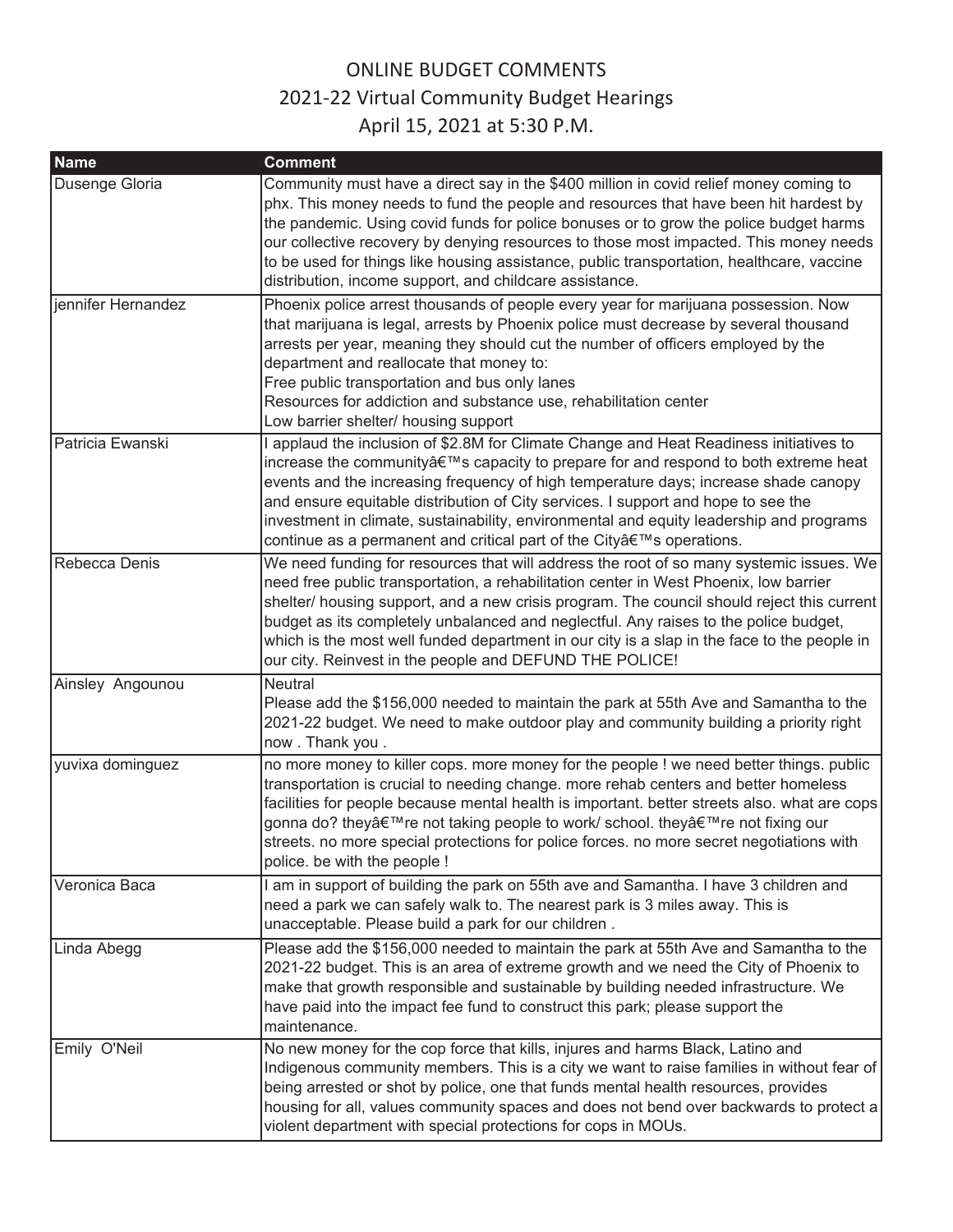# ONLINE BUDGET COMMENTS

## 2021-22 Virtual Community Budget Hearings

## April 15, 2021 at 5:30 P.M.

| Name | Comment |
|---|---|
| Dusenge Gloria | Community must have a direct say in the $400 million in covid relief money coming to phx. This money needs to fund the people and resources that have been hit hardest by the pandemic. Using covid funds for police bonuses or to grow the police budget harms our collective recovery by denying resources to those most impacted. This money needs to be used for things like housing assistance, public transportation, healthcare, vaccine distribution, income support, and childcare assistance. |
| jennifer Hernandez | Phoenix police arrest thousands of people every year for marijuana possession. Now that marijuana is legal, arrests by Phoenix police must decrease by several thousand arrests per year, meaning they should cut the number of officers employed by the department and reallocate that money to:<br>Free public transportation and bus only lanes<br>Resources for addiction and substance use, rehabilitation center<br>Low barrier shelter/ housing support |
| Patricia Ewanski | I applaud the inclusion of $2.8M for Climate Change and Heat Readiness initiatives to increase the communityâ€™s capacity to prepare for and respond to both extreme heat events and the increasing frequency of high temperature days; increase shade canopy and ensure equitable distribution of City services. I support and hope to see the investment in climate, sustainability, environmental and equity leadership and programs continue as a permanent and critical part of the Cityâ€™s operations. |
| Rebecca Denis | We need funding for resources that will address the root of so many systemic issues. We need free public transportation, a rehabilitation center in West Phoenix, low barrier shelter/ housing support, and a new crisis program. The council should reject this current budget as its completely unbalanced and neglectful. Any raises to the police budget, which is the most well funded department in our city is a slap in the face to the people in our city. Reinvest in the people and DEFUND THE POLICE! |
| Ainsley Angounou | Neutral<br>Please add the $156,000 needed to maintain the park at 55th Ave and Samantha to the 2021-22 budget. We need to make outdoor play and community building a priority right now . Thank you . |
| yuvixa dominguez | no more money to killer cops. more money for the people ! we need better things. public transportation is crucial to needing change. more rehab centers and better homeless facilities for people because mental health is important. better streets also. what are cops gonna do? theyâ€™re not taking people to work/ school. theyâ€™re not fixing our streets. no more special protections for police forces. no more secret negotiations with police. be with the people ! |
| Veronica Baca | I am in support of building the park on 55th ave and Samantha. I have 3 children and need a park we can safely walk to. The nearest park is 3 miles away. This is unacceptable. Please build a park for our children . |
| Linda Abegg | Please add the $156,000 needed to maintain the park at 55th Ave and Samantha to the 2021-22 budget. This is an area of extreme growth and we need the City of Phoenix to make that growth responsible and sustainable by building needed infrastructure. We have paid into the impact fee fund to construct this park; please support the maintenance. |
| Emily O'Neil | No new money for the cop force that kills, injures and harms Black, Latino and Indigenous community members. This is a city we want to raise families in without fear of being arrested or shot by police, one that funds mental health resources, provides housing for all, values community spaces and does not bend over backwards to protect a violent department with special protections for cops in MOUs. |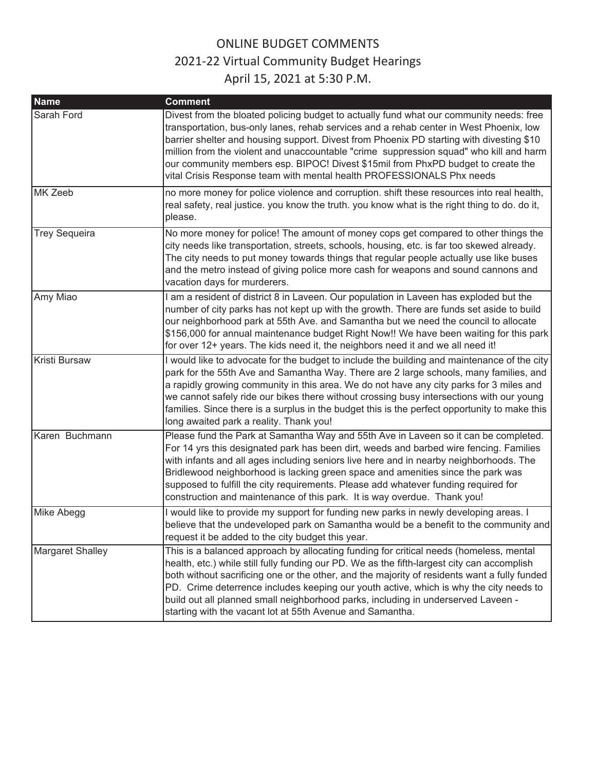# ONLINE BUDGET COMMENTS

## 2021-22 Virtual Community Budget Hearings

## April 15, 2021 at 5:30 P.M.

| Name | Comment |
|---|---|
| Sarah Ford | Divest from the bloated policing budget to actually fund what our community needs: free transportation, bus-only lanes, rehab services and a rehab center in West Phoenix, low barrier shelter and housing support. Divest from Phoenix PD starting with divesting $10 million from the violent and unaccountable "crime  suppression squad" who kill and harm our community members esp. BIPOC! Divest $15mil from PhxPD budget to create the vital Crisis Response team with mental health PROFESSIONALS Phx needs |
| MK Zeeb | no more money for police violence and corruption. shift these resources into real health, real safety, real justice. you know the truth. you know what is the right thing to do. do it, please. |
| Trey Sequeira | No more money for police! The amount of money cops get compared to other things the city needs like transportation, streets, schools, housing, etc. is far too skewed already. The city needs to put money towards things that regular people actually use like buses and the metro instead of giving police more cash for weapons and sound cannons and vacation days for murderers. |
| Amy Miao | I am a resident of district 8 in Laveen. Our population in Laveen has exploded but the number of city parks has not kept up with the growth. There are funds set aside to build our neighborhood park at 55th Ave. and Samantha but we need the council to allocate $156,000 for annual maintenance budget Right Now!! We have been waiting for this park for over 12+ years. The kids need it, the neighbors need it and we all need it! |
| Kristi Bursaw | I would like to advocate for the budget to include the building and maintenance of the city park for the 55th Ave and Samantha Way. There are 2 large schools, many families, and a rapidly growing community in this area. We do not have any city parks for 3 miles and we cannot safely ride our bikes there without crossing busy intersections with our young families. Since there is a surplus in the budget this is the perfect opportunity to make this long awaited park a reality. Thank you! |
| Karen  Buchmann | Please fund the Park at Samantha Way and 55th Ave in Laveen so it can be completed. For 14 yrs this designated park has been dirt, weeds and barbed wire fencing. Families with infants and all ages including seniors live here and in nearby neighborhoods. The Bridlewood neighborhood is lacking green space and amenities since the park was supposed to fulfill the city requirements. Please add whatever funding required for construction and maintenance of this park.  It is way overdue.  Thank you! |
| Mike Abegg | I would like to provide my support for funding new parks in newly developing areas. I believe that the undeveloped park on Samantha would be a benefit to the community and request it be added to the city budget this year. |
| Margaret Shalley | This is a balanced approach by allocating funding for critical needs (homeless, mental health, etc.) while still fully funding our PD. We as the fifth-largest city can accomplish both without sacrificing one or the other, and the majority of residents want a fully funded PD.  Crime deterrence includes keeping our youth active, which is why the city needs to build out all planned small neighborhood parks, including in underserved Laveen - starting with the vacant lot at 55th Avenue and Samantha. |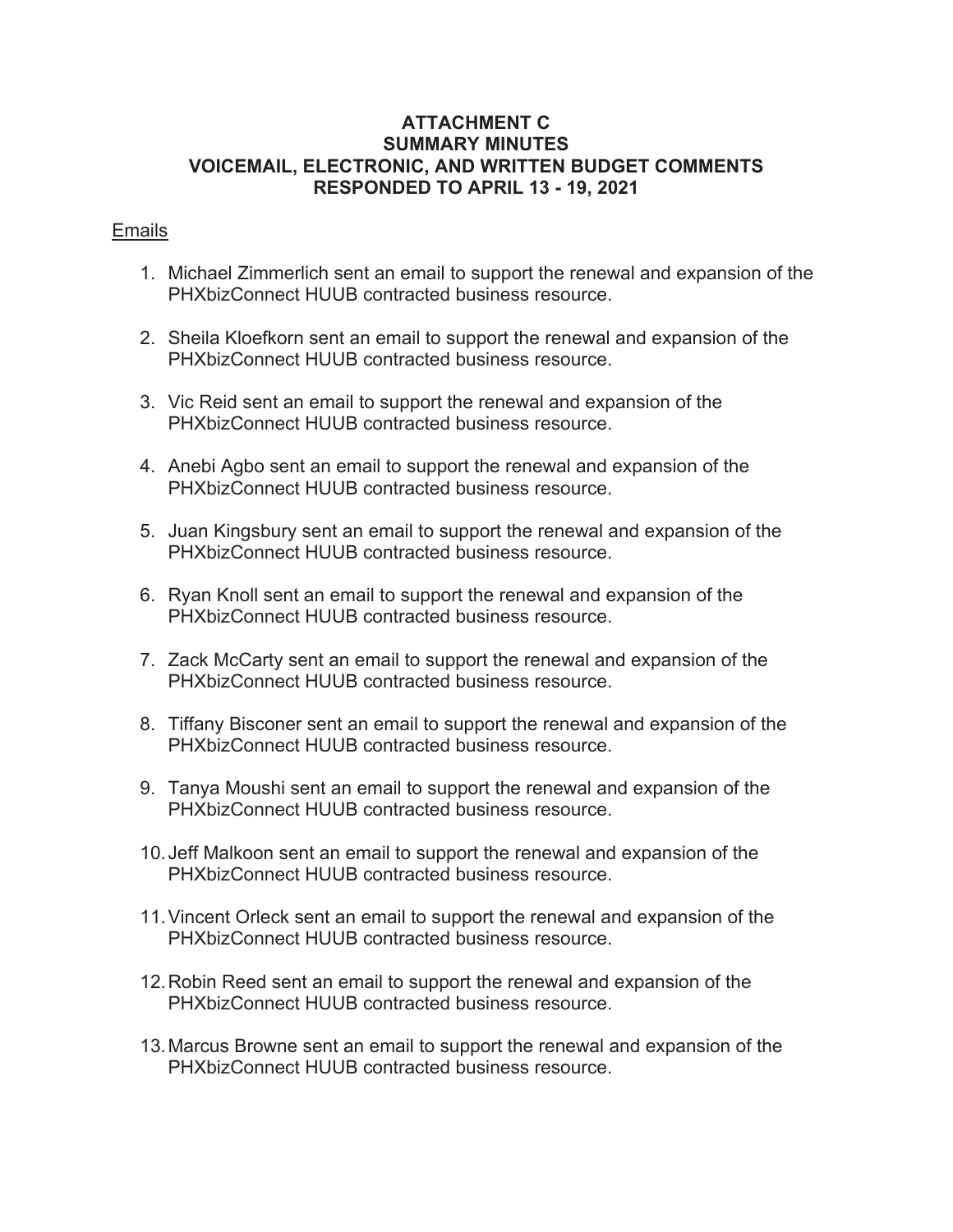**ATTACHMENT C**
**SUMMARY MINUTES**
**VOICEMAIL, ELECTRONIC, AND WRITTEN BUDGET COMMENTS**
**RESPONDED TO APRIL 13 - 19, 2021**

Emails

1. Michael Zimmerlich sent an email to support the renewal and expansion of the PHXbizConnect HUUB contracted business resource.

2. Sheila Kloefkorn sent an email to support the renewal and expansion of the PHXbizConnect HUUB contracted business resource.

3. Vic Reid sent an email to support the renewal and expansion of the PHXbizConnect HUUB contracted business resource.

4. Anebi Agbo sent an email to support the renewal and expansion of the PHXbizConnect HUUB contracted business resource.

5. Juan Kingsbury sent an email to support the renewal and expansion of the PHXbizConnect HUUB contracted business resource.

6. Ryan Knoll sent an email to support the renewal and expansion of the PHXbizConnect HUUB contracted business resource.

7. Zack McCarty sent an email to support the renewal and expansion of the PHXbizConnect HUUB contracted business resource.

8. Tiffany Bisconer sent an email to support the renewal and expansion of the PHXbizConnect HUUB contracted business resource.

9. Tanya Moushi sent an email to support the renewal and expansion of the PHXbizConnect HUUB contracted business resource.

10. Jeff Malkoon sent an email to support the renewal and expansion of the PHXbizConnect HUUB contracted business resource.

11. Vincent Orleck sent an email to support the renewal and expansion of the PHXbizConnect HUUB contracted business resource.

12. Robin Reed sent an email to support the renewal and expansion of the PHXbizConnect HUUB contracted business resource.

13. Marcus Browne sent an email to support the renewal and expansion of the PHXbizConnect HUUB contracted business resource.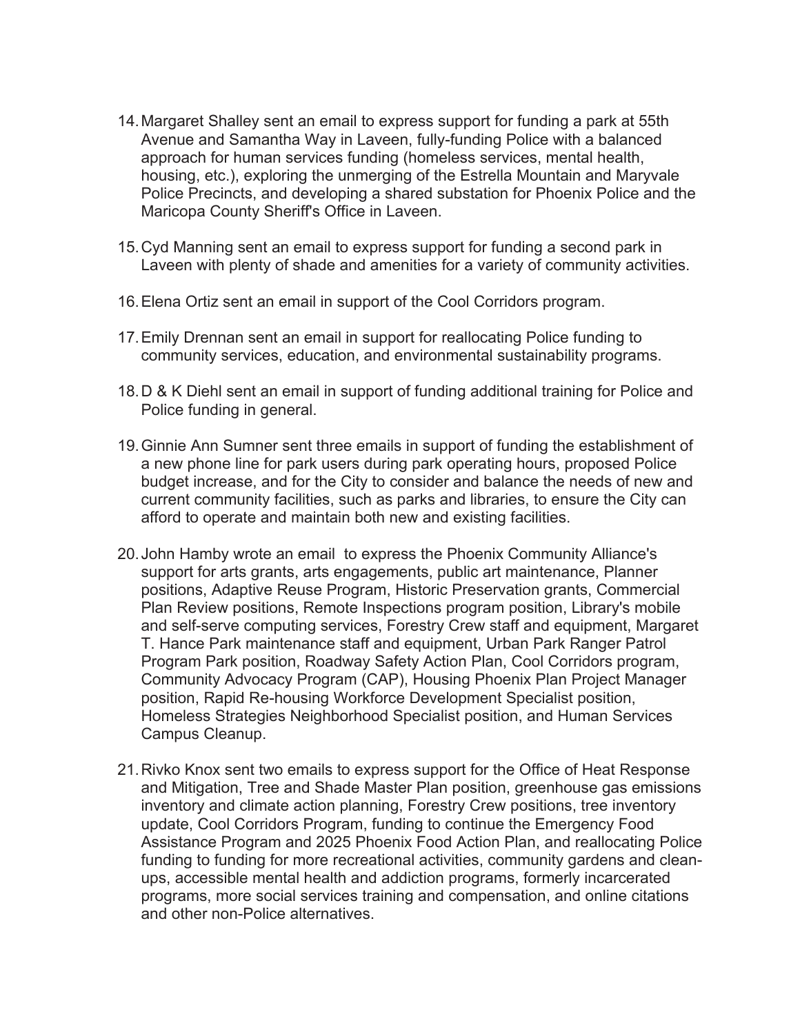14. Margaret Shalley sent an email to express support for funding a park at 55th Avenue and Samantha Way in Laveen, fully-funding Police with a balanced approach for human services funding (homeless services, mental health, housing, etc.), exploring the unmerging of the Estrella Mountain and Maryvale Police Precincts, and developing a shared substation for Phoenix Police and the Maricopa County Sheriff's Office in Laveen.

15. Cyd Manning sent an email to express support for funding a second park in Laveen with plenty of shade and amenities for a variety of community activities.

16. Elena Ortiz sent an email in support of the Cool Corridors program.

17. Emily Drennan sent an email in support for reallocating Police funding to community services, education, and environmental sustainability programs.

18. D & K Diehl sent an email in support of funding additional training for Police and Police funding in general.

19. Ginnie Ann Sumner sent three emails in support of funding the establishment of a new phone line for park users during park operating hours, proposed Police budget increase, and for the City to consider and balance the needs of new and current community facilities, such as parks and libraries, to ensure the City can afford to operate and maintain both new and existing facilities.

20. John Hamby wrote an email to express the Phoenix Community Alliance's support for arts grants, arts engagements, public art maintenance, Planner positions, Adaptive Reuse Program, Historic Preservation grants, Commercial Plan Review positions, Remote Inspections program position, Library's mobile and self-serve computing services, Forestry Crew staff and equipment, Margaret T. Hance Park maintenance staff and equipment, Urban Park Ranger Patrol Program Park position, Roadway Safety Action Plan, Cool Corridors program, Community Advocacy Program (CAP), Housing Phoenix Plan Project Manager position, Rapid Re-housing Workforce Development Specialist position, Homeless Strategies Neighborhood Specialist position, and Human Services Campus Cleanup.

21. Rivko Knox sent two emails to express support for the Office of Heat Response and Mitigation, Tree and Shade Master Plan position, greenhouse gas emissions inventory and climate action planning, Forestry Crew positions, tree inventory update, Cool Corridors Program, funding to continue the Emergency Food Assistance Program and 2025 Phoenix Food Action Plan, and reallocating Police funding to funding for more recreational activities, community gardens and clean-ups, accessible mental health and addiction programs, formerly incarcerated programs, more social services training and compensation, and online citations and other non-Police alternatives.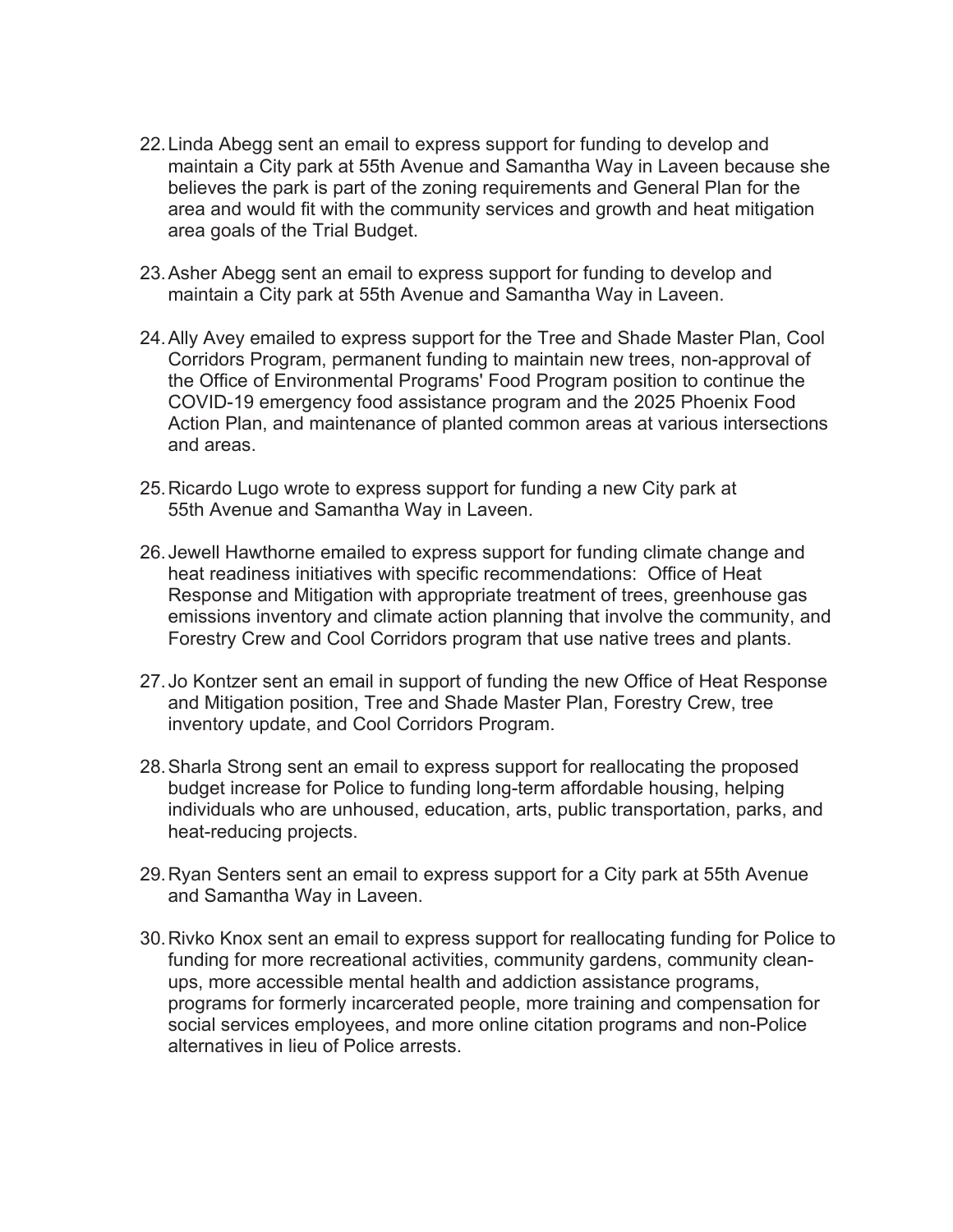22. Linda Abegg sent an email to express support for funding to develop and maintain a City park at 55th Avenue and Samantha Way in Laveen because she believes the park is part of the zoning requirements and General Plan for the area and would fit with the community services and growth and heat mitigation area goals of the Trial Budget.

23. Asher Abegg sent an email to express support for funding to develop and maintain a City park at 55th Avenue and Samantha Way in Laveen.

24. Ally Avey emailed to express support for the Tree and Shade Master Plan, Cool Corridors Program, permanent funding to maintain new trees, non-approval of the Office of Environmental Programs' Food Program position to continue the COVID-19 emergency food assistance program and the 2025 Phoenix Food Action Plan, and maintenance of planted common areas at various intersections and areas.

25. Ricardo Lugo wrote to express support for funding a new City park at 55th Avenue and Samantha Way in Laveen.

26. Jewell Hawthorne emailed to express support for funding climate change and heat readiness initiatives with specific recommendations: Office of Heat Response and Mitigation with appropriate treatment of trees, greenhouse gas emissions inventory and climate action planning that involve the community, and Forestry Crew and Cool Corridors program that use native trees and plants.

27. Jo Kontzer sent an email in support of funding the new Office of Heat Response and Mitigation position, Tree and Shade Master Plan, Forestry Crew, tree inventory update, and Cool Corridors Program.

28. Sharla Strong sent an email to express support for reallocating the proposed budget increase for Police to funding long-term affordable housing, helping individuals who are unhoused, education, arts, public transportation, parks, and heat-reducing projects.

29. Ryan Senters sent an email to express support for a City park at 55th Avenue and Samantha Way in Laveen.

30. Rivko Knox sent an email to express support for reallocating funding for Police to funding for more recreational activities, community gardens, community clean-ups, more accessible mental health and addiction assistance programs, programs for formerly incarcerated people, more training and compensation for social services employees, and more online citation programs and non-Police alternatives in lieu of Police arrests.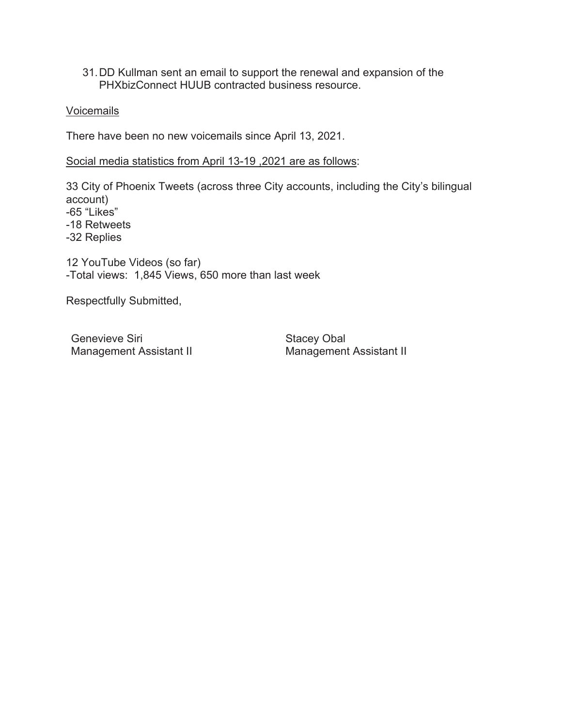31. DD Kullman sent an email to support the renewal and expansion of the PHXbizConnect HUUB contracted business resource.

<u>Voicemails</u>

There have been no new voicemails since April 13, 2021.

<u>Social media statistics from April 13-19 ,2021 are as follows</u>:

33 City of Phoenix Tweets (across three City accounts, including the City's bilingual account)
-65 "Likes"
-18 Retweets
-32 Replies

12 YouTube Videos (so far)
-Total views: 1,845 Views, 650 more than last week

Respectfully Submitted,

Genevieve Siri
Management Assistant II

Stacey Obal
Management Assistant II